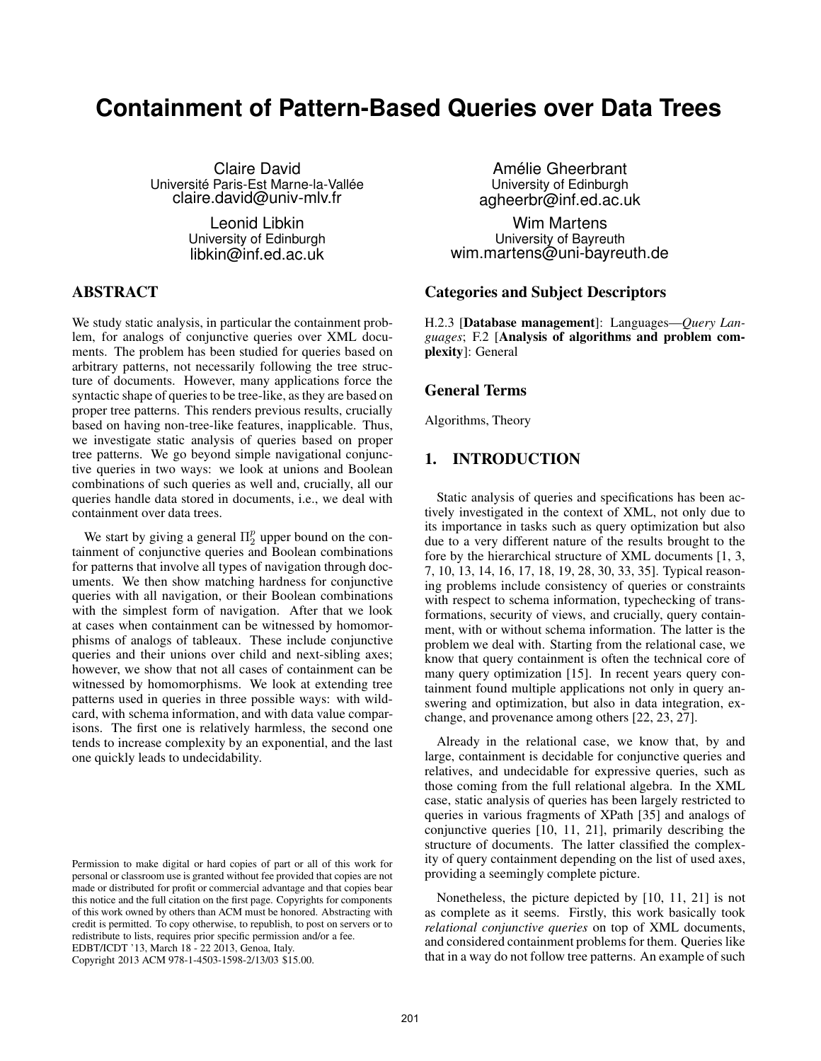# Containment of Pattern-Based Queries over Data Trees

Claire David
Université Paris-Est Marne-la-Vallée
claire.david@univ-mlv.fr

Amélie Gheerbrant
University of Edinburgh
agheerbr@inf.ed.ac.uk

Leonid Libkin
University of Edinburgh
libkin@inf.ed.ac.uk

Wim Martens
University of Bayreuth
wim.martens@uni-bayreuth.de

## ABSTRACT

We study static analysis, in particular the containment problem, for analogs of conjunctive queries over XML documents. The problem has been studied for queries based on arbitrary patterns, not necessarily following the tree structure of documents. However, many applications force the syntactic shape of queries to be tree-like, as they are based on proper tree patterns. This renders previous results, crucially based on having non-tree-like features, inapplicable. Thus, we investigate static analysis of queries based on proper tree patterns. We go beyond simple navigational conjunctive queries in two ways: we look at unions and Boolean combinations of such queries as well and, crucially, all our queries handle data stored in documents, i.e., we deal with containment over data trees.

We start by giving a general $\Pi_2^p$ upper bound on the containment of conjunctive queries and Boolean combinations for patterns that involve all types of navigation through documents. We then show matching hardness for conjunctive queries with all navigation, or their Boolean combinations with the simplest form of navigation. After that we look at cases when containment can be witnessed by homomorphisms of analogs of tableaux. These include conjunctive queries and their unions over child and next-sibling axes; however, we show that not all cases of containment can be witnessed by homomorphisms. We look at extending tree patterns used in queries in three possible ways: with wildcard, with schema information, and with data value comparisons. The first one is relatively harmless, the second one tends to increase complexity by an exponential, and the last one quickly leads to undecidability.

Permission to make digital or hard copies of part or all of this work for personal or classroom use is granted without fee provided that copies are not made or distributed for profit or commercial advantage and that copies bear this notice and the full citation on the first page. Copyrights for components of this work owned by others than ACM must be honored. Abstracting with credit is permitted. To copy otherwise, to republish, to post on servers or to redistribute to lists, requires prior specific permission and/or a fee.
EDBT/ICDT '13, March 18 - 22 2013, Genoa, Italy.
Copyright 2013 ACM 978-1-4503-1598-2/13/03 $15.00.

## Categories and Subject Descriptors

H.2.3 [**Database management**]: Languages—*Query Languages*; F.2 [**Analysis of algorithms and problem complexity**]: General

## General Terms

Algorithms, Theory

## 1. INTRODUCTION

Static analysis of queries and specifications has been actively investigated in the context of XML, not only due to its importance in tasks such as query optimization but also due to a very different nature of the results brought to the fore by the hierarchical structure of XML documents [1, 3, 7, 10, 13, 14, 16, 17, 18, 19, 28, 30, 33, 35]. Typical reasoning problems include consistency of queries or constraints with respect to schema information, typechecking of transformations, security of views, and crucially, query containment, with or without schema information. The latter is the problem we deal with. Starting from the relational case, we know that query containment is often the technical core of many query optimization [15]. In recent years query containment found multiple applications not only in query answering and optimization, but also in data integration, exchange, and provenance among others [22, 23, 27].

Already in the relational case, we know that, by and large, containment is decidable for conjunctive queries and relatives, and undecidable for expressive queries, such as those coming from the full relational algebra. In the XML case, static analysis of queries has been largely restricted to queries in various fragments of XPath [35] and analogs of conjunctive queries [10, 11, 21], primarily describing the structure of documents. The latter classified the complexity of query containment depending on the list of used axes, providing a seemingly complete picture.

Nonetheless, the picture depicted by [10, 11, 21] is not as complete as it seems. Firstly, this work basically took *relational conjunctive queries* on top of XML documents, and considered containment problems for them. Queries like that in a way do not follow tree patterns. An example of such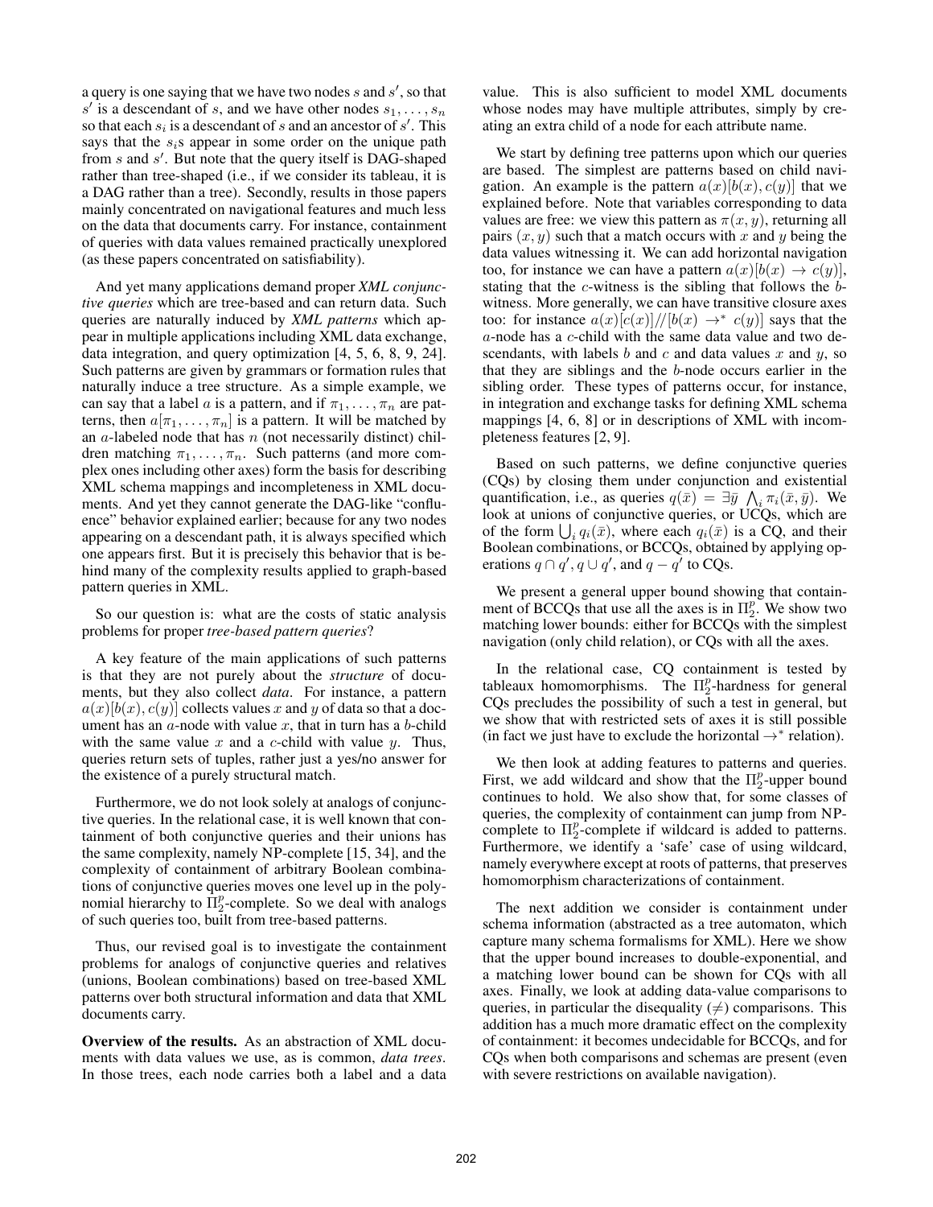a query is one saying that we have two nodes $s$ and $s'$, so that $s'$ is a descendant of $s$, and we have other nodes $s_1, \ldots, s_n$ so that each $s_i$ is a descendant of $s$ and an ancestor of $s'$. This says that the $s_i$s appear in some order on the unique path from $s$ and $s'$. But note that the query itself is DAG-shaped rather than tree-shaped (i.e., if we consider its tableau, it is a DAG rather than a tree). Secondly, results in those papers mainly concentrated on navigational features and much less on the data that documents carry. For instance, containment of queries with data values remained practically unexplored (as these papers concentrated on satisfiability).

And yet many applications demand proper *XML conjunctive queries* which are tree-based and can return data. Such queries are naturally induced by *XML patterns* which appear in multiple applications including XML data exchange, data integration, and query optimization [4, 5, 6, 8, 9, 24]. Such patterns are given by grammars or formation rules that naturally induce a tree structure. As a simple example, we can say that a label $a$ is a pattern, and if $\pi_1, \ldots, \pi_n$ are patterns, then $a[\pi_1, \ldots, \pi_n]$ is a pattern. It will be matched by an $a$-labeled node that has $n$ (not necessarily distinct) children matching $\pi_1, \ldots, \pi_n$. Such patterns (and more complex ones including other axes) form the basis for describing XML schema mappings and incompleteness in XML documents. And yet they cannot generate the DAG-like "confluence" behavior explained earlier; because for any two nodes appearing on a descendant path, it is always specified which one appears first. But it is precisely this behavior that is behind many of the complexity results applied to graph-based pattern queries in XML.

So our question is: what are the costs of static analysis problems for proper *tree-based pattern queries*?

A key feature of the main applications of such patterns is that they are not purely about the *structure* of documents, but they also collect *data*. For instance, a pattern $a(x)[b(x), c(y)]$ collects values $x$ and $y$ of data so that a document has an $a$-node with value $x$, that in turn has a $b$-child with the same value $x$ and a $c$-child with value $y$. Thus, queries return sets of tuples, rather just a yes/no answer for the existence of a purely structural match.

Furthermore, we do not look solely at analogs of conjunctive queries. In the relational case, it is well known that containment of both conjunctive queries and their unions has the same complexity, namely NP-complete [15, 34], and the complexity of containment of arbitrary Boolean combinations of conjunctive queries moves one level up in the polynomial hierarchy to $\Pi_2^p$-complete. So we deal with analogs of such queries too, built from tree-based patterns.

Thus, our revised goal is to investigate the containment problems for analogs of conjunctive queries and relatives (unions, Boolean combinations) based on tree-based XML patterns over both structural information and data that XML documents carry.

**Overview of the results.** As an abstraction of XML documents with data values we use, as is common, *data trees*. In those trees, each node carries both a label and a data value. This is also sufficient to model XML documents whose nodes may have multiple attributes, simply by creating an extra child of a node for each attribute name.

We start by defining tree patterns upon which our queries are based. The simplest are patterns based on child navigation. An example is the pattern $a(x)[b(x), c(y)]$ that we explained before. Note that variables corresponding to data values are free: we view this pattern as $\pi(x, y)$, returning all pairs $(x, y)$ such that a match occurs with $x$ and $y$ being the data values witnessing it. We can add horizontal navigation too, for instance we can have a pattern $a(x)[b(x) \rightarrow c(y)]$, stating that the $c$-witness is the sibling that follows the $b$-witness. More generally, we can have transitive closure axes too: for instance $a(x)[c(x)]//[b(x) \rightarrow^* c(y)]$ says that the $a$-node has a $c$-child with the same data value and two descendants, with labels $b$ and $c$ and data values $x$ and $y$, so that they are siblings and the $b$-node occurs earlier in the sibling order. These types of patterns occur, for instance, in integration and exchange tasks for defining XML schema mappings [4, 6, 8] or in descriptions of XML with incompleteness features [2, 9].

Based on such patterns, we define conjunctive queries (CQs) by closing them under conjunction and existential quantification, i.e., as queries $q(\bar{x}) = \exists \bar{y} \bigwedge_i \pi_i(\bar{x}, \bar{y})$. We look at unions of conjunctive queries, or UCQs, which are of the form $\bigcup_i q_i(\bar{x})$, where each $q_i(\bar{x})$ is a CQ, and their Boolean combinations, or BCCQs, obtained by applying operations $q \cap q'$, $q \cup q'$, and $q - q'$ to CQs.

We present a general upper bound showing that containment of BCCQs that use all the axes is in $\Pi_2^p$. We show two matching lower bounds: either for BCCQs with the simplest navigation (only child relation), or CQs with all the axes.

In the relational case, CQ containment is tested by tableaux homomorphisms. The $\Pi_2^p$-hardness for general CQs precludes the possibility of such a test in general, but we show that with restricted sets of axes it is still possible (in fact we just have to exclude the horizontal $\rightarrow^*$ relation).

We then look at adding features to patterns and queries. First, we add wildcard and show that the $\Pi_2^p$-upper bound continues to hold. We also show that, for some classes of queries, the complexity of containment can jump from NP-complete to $\Pi_2^p$-complete if wildcard is added to patterns. Furthermore, we identify a 'safe' case of using wildcard, namely everywhere except at roots of patterns, that preserves homomorphism characterizations of containment.

The next addition we consider is containment under schema information (abstracted as a tree automaton, which capture many schema formalisms for XML). Here we show that the upper bound increases to double-exponential, and a matching lower bound can be shown for CQs with all axes. Finally, we look at adding data-value comparisons to queries, in particular the disequality ($\neq$) comparisons. This addition has a much more dramatic effect on the complexity of containment: it becomes undecidable for BCCQs, and for CQs when both comparisons and schemas are present (even with severe restrictions on available navigation).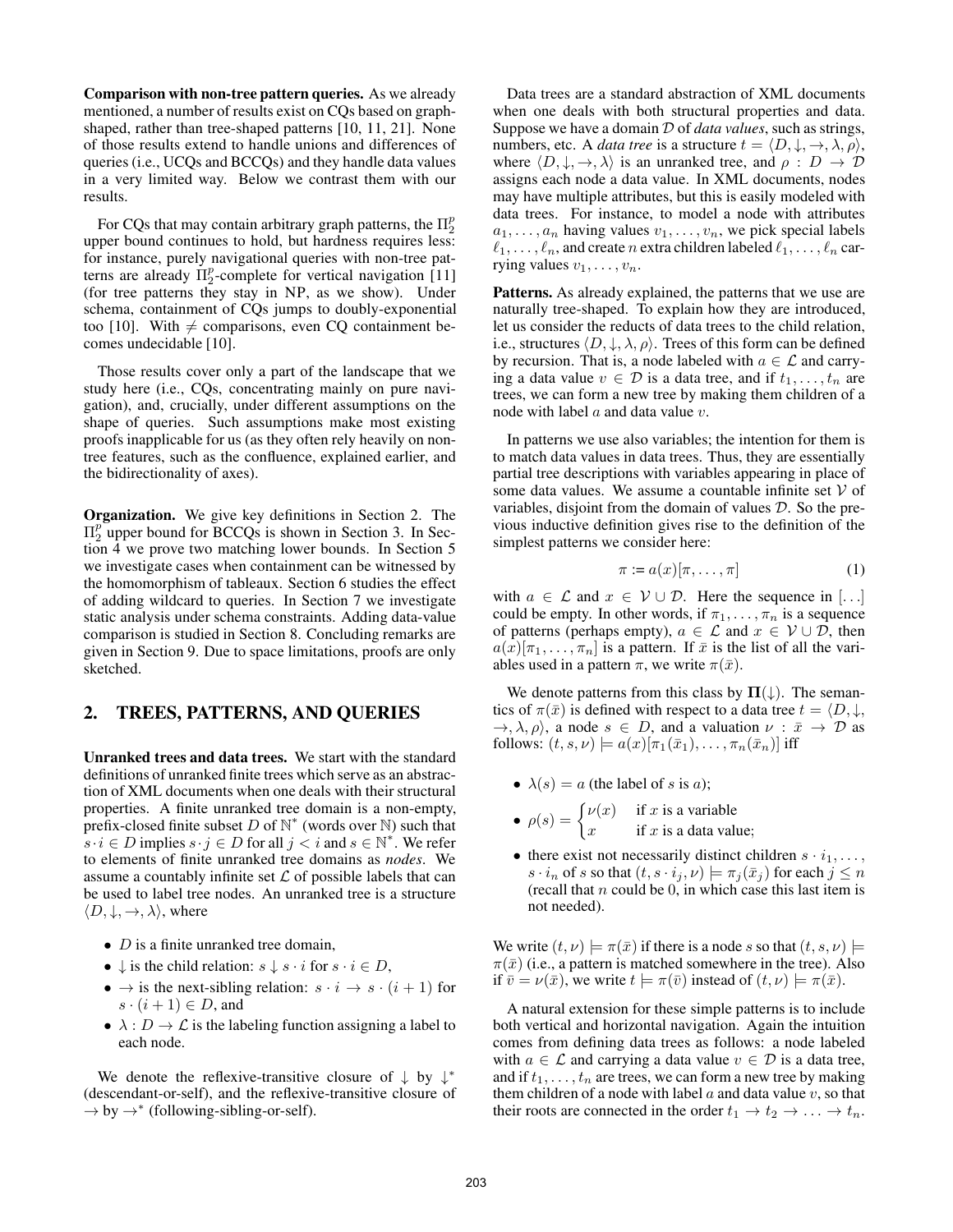**Comparison with non-tree pattern queries.** As we already mentioned, a number of results exist on CQs based on graph-shaped, rather than tree-shaped patterns [10, 11, 21]. None of those results extend to handle unions and differences of queries (i.e., UCQs and BCCQs) and they handle data values in a very limited way. Below we contrast them with our results.

For CQs that may contain arbitrary graph patterns, the $\Pi_2^p$ upper bound continues to hold, but hardness requires less: for instance, purely navigational queries with non-tree patterns are already $\Pi_2^p$-complete for vertical navigation [11] (for tree patterns they stay in NP, as we show). Under schema, containment of CQs jumps to doubly-exponential too [10]. With $\neq$ comparisons, even CQ containment becomes undecidable [10].

Those results cover only a part of the landscape that we study here (i.e., CQs, concentrating mainly on pure navigation), and, crucially, under different assumptions on the shape of queries. Such assumptions make most existing proofs inapplicable for us (as they often rely heavily on non-tree features, such as the confluence, explained earlier, and the bidirectionality of axes).

**Organization.** We give key definitions in Section 2. The $\Pi_2^p$ upper bound for BCCQs is shown in Section 3. In Section 4 we prove two matching lower bounds. In Section 5 we investigate cases when containment can be witnessed by the homomorphism of tableaux. Section 6 studies the effect of adding wildcard to queries. In Section 7 we investigate static analysis under schema constraints. Adding data-value comparison is studied in Section 8. Concluding remarks are given in Section 9. Due to space limitations, proofs are only sketched.

## 2. TREES, PATTERNS, AND QUERIES

**Unranked trees and data trees.** We start with the standard definitions of unranked finite trees which serve as an abstraction of XML documents when one deals with their structural properties. A finite unranked tree domain is a non-empty, prefix-closed finite subset $D$ of $\mathbb{N}^*$ (words over $\mathbb{N}$) such that $s \cdot i \in D$ implies $s \cdot j \in D$ for all $j < i$ and $s \in \mathbb{N}^*$. We refer to elements of finite unranked tree domains as *nodes*. We assume a countably infinite set $\mathcal{L}$ of possible labels that can be used to label tree nodes. An unranked tree is a structure $\langle D, \downarrow, \rightarrow, \lambda \rangle$, where

- $D$ is a finite unranked tree domain,
- $\downarrow$ is the child relation: $s \downarrow s \cdot i$ for $s \cdot i \in D$,
- $\rightarrow$ is the next-sibling relation: $s \cdot i \rightarrow s \cdot (i+1)$ for $s \cdot (i+1) \in D$, and
- $\lambda : D \to \mathcal{L}$ is the labeling function assigning a label to each node.

We denote the reflexive-transitive closure of $\downarrow$ by $\downarrow^*$ (descendant-or-self), and the reflexive-transitive closure of $\rightarrow$ by $\rightarrow^*$ (following-sibling-or-self).

Data trees are a standard abstraction of XML documents when one deals with both structural properties and data. Suppose we have a domain $\mathcal{D}$ of *data values*, such as strings, numbers, etc. A *data tree* is a structure $t = \langle D, \downarrow, \rightarrow, \lambda, \rho \rangle$, where $\langle D, \downarrow, \rightarrow, \lambda \rangle$ is an unranked tree, and $\rho : D \to \mathcal{D}$ assigns each node a data value. In XML documents, nodes may have multiple attributes, but this is easily modeled with data trees. For instance, to model a node with attributes $a_1, \ldots, a_n$ having values $v_1, \ldots, v_n$, we pick special labels $\ell_1, \ldots, \ell_n$, and create $n$ extra children labeled $\ell_1, \ldots, \ell_n$ carrying values $v_1, \ldots, v_n$.

**Patterns.** As already explained, the patterns that we use are naturally tree-shaped. To explain how they are introduced, let us consider the reducts of data trees to the child relation, i.e., structures $\langle D, \downarrow, \lambda, \rho \rangle$. Trees of this form can be defined by recursion. That is, a node labeled with $a \in \mathcal{L}$ and carrying a data value $v \in \mathcal{D}$ is a data tree, and if $t_1, \ldots, t_n$ are trees, we can form a new tree by making them children of a node with label $a$ and data value $v$.

In patterns we use also variables; the intention for them is to match data values in data trees. Thus, they are essentially partial tree descriptions with variables appearing in place of some data values. We assume a countable infinite set $\mathcal{V}$ of variables, disjoint from the domain of values $\mathcal{D}$. So the previous inductive definition gives rise to the definition of the simplest patterns we consider here:

$$\pi := a(x)[\pi, \ldots, \pi] \tag{1}$$

with $a \in \mathcal{L}$ and $x \in \mathcal{V} \cup \mathcal{D}$. Here the sequence in $[\ldots]$ could be empty. In other words, if $\pi_1, \ldots, \pi_n$ is a sequence of patterns (perhaps empty), $a \in \mathcal{L}$ and $x \in \mathcal{V} \cup \mathcal{D}$, then $a(x)[\pi_1, \ldots, \pi_n]$ is a pattern. If $\bar{x}$ is the list of all the variables used in a pattern $\pi$, we write $\pi(\bar{x})$.

We denote patterns from this class by $\mathbf{\Pi}(\downarrow)$. The semantics of $\pi(\bar{x})$ is defined with respect to a data tree $t = \langle D, \downarrow, \rightarrow, \lambda, \rho \rangle$, a node $s \in D$, and a valuation $\nu : \bar{x} \to \mathcal{D}$ as follows: $(t, s, \nu) \models a(x)[\pi_1(\bar{x}_1), \ldots, \pi_n(\bar{x}_n)]$ iff

- $\lambda(s) = a$ (the label of $s$ is $a$);
- $\rho(s) = \begin{cases} \nu(x) & \text{if } x \text{ is a variable} \\ x & \text{if } x \text{ is a data value;} \end{cases}$
- there exist not necessarily distinct children $s \cdot i_1, \ldots, s \cdot i_n$ of $s$ so that $(t, s \cdot i_j, \nu) \models \pi_j(\bar{x}_j)$ for each $j \leq n$ (recall that $n$ could be 0, in which case this last item is not needed).

We write $(t, \nu) \models \pi(\bar{x})$ if there is a node $s$ so that $(t, s, \nu) \models \pi(\bar{x})$ (i.e., a pattern is matched somewhere in the tree). Also if $\bar{v} = \nu(\bar{x})$, we write $t \models \pi(\bar{v})$ instead of $(t, \nu) \models \pi(\bar{x})$.

A natural extension for these simple patterns is to include both vertical and horizontal navigation. Again the intuition comes from defining data trees as follows: a node labeled with $a \in \mathcal{L}$ and carrying a data value $v \in \mathcal{D}$ is a data tree, and if $t_1, \ldots, t_n$ are trees, we can form a new tree by making them children of a node with label $a$ and data value $v$, so that their roots are connected in the order $t_1 \rightarrow t_2 \rightarrow \ldots \rightarrow t_n$.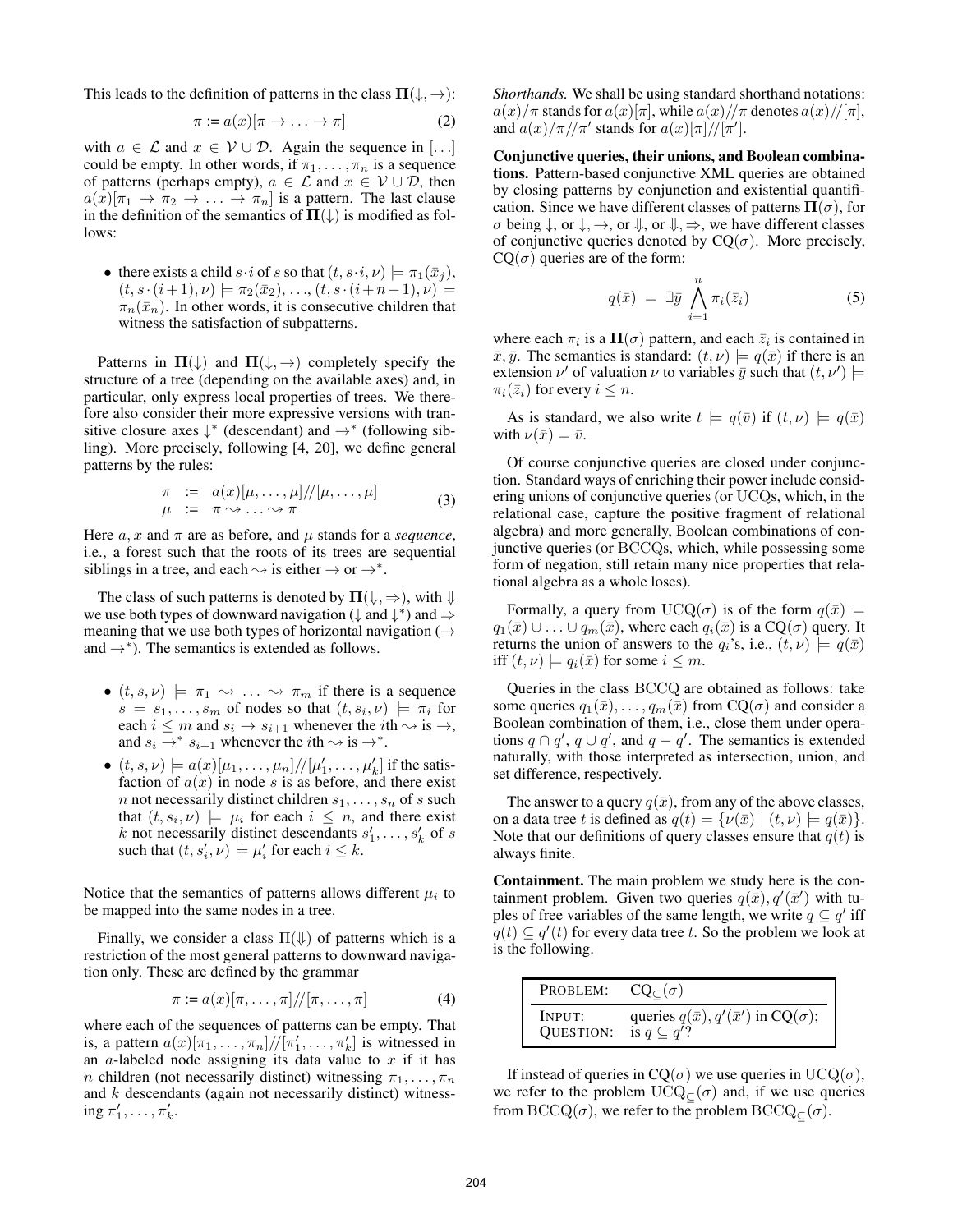This leads to the definition of patterns in the class $\mathbf{\Pi}(\downarrow, \rightarrow)$:

$$\pi := a(x)[\pi \rightarrow \ldots \rightarrow \pi] \tag{2}$$

with $a \in \mathcal{L}$ and $x \in \mathcal{V} \cup \mathcal{D}$. Again the sequence in $[\ldots]$ could be empty. In other words, if $\pi_1, \ldots, \pi_n$ is a sequence of patterns (perhaps empty), $a \in \mathcal{L}$ and $x \in \mathcal{V} \cup \mathcal{D}$, then $a(x)[\pi_1 \rightarrow \pi_2 \rightarrow \ldots \rightarrow \pi_n]$ is a pattern. The last clause in the definition of the semantics of $\mathbf{\Pi}(\downarrow)$ is modified as follows:

- there exists a child $s \cdot i$ of $s$ so that $(t, s \cdot i, \nu) \models \pi_1(\bar{x}_j)$, $(t, s \cdot (i+1), \nu) \models \pi_2(\bar{x}_2), \ldots, (t, s \cdot (i+n-1), \nu) \models \pi_n(\bar{x}_n)$. In other words, it is consecutive children that witness the satisfaction of subpatterns.

Patterns in $\mathbf{\Pi}(\downarrow)$ and $\mathbf{\Pi}(\downarrow, \rightarrow)$ completely specify the structure of a tree (depending on the available axes) and, in particular, only express local properties of trees. We therefore also consider their more expressive versions with transitive closure axes $\downarrow^*$ (descendant) and $\rightarrow^*$ (following sibling). More precisely, following [4, 20], we define general patterns by the rules:

$$\begin{array}{lll} \pi & := & a(x)[\mu, \ldots, \mu]//[\mu, \ldots, \mu] \\ \mu & := & \pi \leadsto \ldots \leadsto \pi \end{array} \tag{3}$$

Here $a, x$ and $\pi$ are as before, and $\mu$ stands for a *sequence*, i.e., a forest such that the roots of its trees are sequential siblings in a tree, and each $\leadsto$ is either $\rightarrow$ or $\rightarrow^*$.

The class of such patterns is denoted by $\mathbf{\Pi}(\Downarrow, \Rightarrow)$, with $\Downarrow$ we use both types of downward navigation ($\downarrow$ and $\downarrow^*$) and $\Rightarrow$ meaning that we use both types of horizontal navigation ($\rightarrow$ and $\rightarrow^*$). The semantics is extended as follows.

- $(t, s, \nu) \models \pi_1 \leadsto \ldots \leadsto \pi_m$ if there is a sequence $s = s_1, \ldots, s_m$ of nodes so that $(t, s_i, \nu) \models \pi_i$ for each $i \leq m$ and $s_i \rightarrow s_{i+1}$ whenever the $i$th $\leadsto$ is $\rightarrow$, and $s_i \rightarrow^* s_{i+1}$ whenever the $i$th $\leadsto$ is $\rightarrow^*$.
- $(t, s, \nu) \models a(x)[\mu_1, \ldots, \mu_n]//[\mu'_1, \ldots, \mu'_k]$ if the satisfaction of $a(x)$ in node $s$ is as before, and there exist $n$ not necessarily distinct children $s_1, \ldots, s_n$ of $s$ such that $(t, s_i, \nu) \models \mu_i$ for each $i \leq n$, and there exist $k$ not necessarily distinct descendants $s'_1, \ldots, s'_k$ of $s$ such that $(t, s'_i, \nu) \models \mu'_i$ for each $i \leq k$.

Notice that the semantics of patterns allows different $\mu_i$ to be mapped into the same nodes in a tree.

Finally, we consider a class $\Pi(\Downarrow)$ of patterns which is a restriction of the most general patterns to downward navigation only. These are defined by the grammar

$$\pi := a(x)[\pi, \ldots, \pi]//[\pi, \ldots, \pi] \tag{4}$$

where each of the sequences of patterns can be empty. That is, a pattern $a(x)[\pi_1, \ldots, \pi_n]//[\pi'_1, \ldots, \pi'_k]$ is witnessed in an $a$-labeled node assigning its data value to $x$ if it has $n$ children (not necessarily distinct) witnessing $\pi_1, \ldots, \pi_n$ and $k$ descendants (again not necessarily distinct) witnessing $\pi'_1, \ldots, \pi'_k$.

*Shorthands.* We shall be using standard shorthand notations: $a(x)/\pi$ stands for $a(x)[\pi]$, while $a(x)//\pi$ denotes $a(x)//[\pi]$, and $a(x)/\pi//\pi'$ stands for $a(x)[\pi]//[\pi']$.

**Conjunctive queries, their unions, and Boolean combinations.** Pattern-based conjunctive XML queries are obtained by closing patterns by conjunction and existential quantification. Since we have different classes of patterns $\mathbf{\Pi}(\sigma)$, for $\sigma$ being $\downarrow$, or $\downarrow, \rightarrow$, or $\Downarrow$, or $\Downarrow, \Rightarrow$, we have different classes of conjunctive queries denoted by $\mathrm{CQ}(\sigma)$. More precisely, $\mathrm{CQ}(\sigma)$ queries are of the form:

$$q(\bar{x}) \;=\; \exists \bar{y} \; \bigwedge_{i=1}^{n} \pi_i(\bar{z}_i) \tag{5}$$

where each $\pi_i$ is a $\mathbf{\Pi}(\sigma)$ pattern, and each $\bar{z}_i$ is contained in $\bar{x}, \bar{y}$. The semantics is standard: $(t, \nu) \models q(\bar{x})$ if there is an extension $\nu'$ of valuation $\nu$ to variables $\bar{y}$ such that $(t, \nu') \models \pi_i(\bar{z}_i)$ for every $i \leq n$.

As is standard, we also write $t \models q(\bar{v})$ if $(t, \nu) \models q(\bar{x})$ with $\nu(\bar{x}) = \bar{v}$.

Of course conjunctive queries are closed under conjunction. Standard ways of enriching their power include considering unions of conjunctive queries (or UCQs, which, in the relational case, capture the positive fragment of relational algebra) and more generally, Boolean combinations of conjunctive queries (or BCCQs, which, while possessing some form of negation, still retain many nice properties that relational algebra as a whole loses).

Formally, a query from $\mathrm{UCQ}(\sigma)$ is of the form $q(\bar{x}) = q_1(\bar{x}) \cup \ldots \cup q_m(\bar{x})$, where each $q_i(\bar{x})$ is a $\mathrm{CQ}(\sigma)$ query. It returns the union of answers to the $q_i$'s, i.e., $(t, \nu) \models q(\bar{x})$ iff $(t, \nu) \models q_i(\bar{x})$ for some $i \leq m$.

Queries in the class BCCQ are obtained as follows: take some queries $q_1(\bar{x}), \ldots, q_m(\bar{x})$ from $\mathrm{CQ}(\sigma)$ and consider a Boolean combination of them, i.e., close them under operations $q \cap q'$, $q \cup q'$, and $q - q'$. The semantics is extended naturally, with those interpreted as intersection, union, and set difference, respectively.

The answer to a query $q(\bar{x})$, from any of the above classes, on a data tree $t$ is defined as $q(t) = \{\nu(\bar{x}) \mid (t, \nu) \models q(\bar{x})\}$. Note that our definitions of query classes ensure that $q(t)$ is always finite.

**Containment.** The main problem we study here is the containment problem. Given two queries $q(\bar{x}), q'(\bar{x}')$ with tuples of free variables of the same length, we write $q \subseteq q'$ iff $q(t) \subseteq q'(t)$ for every data tree $t$. So the problem we look at is the following.

| PROBLEM: | $\mathrm{CQ}_{\subseteq}(\sigma)$ |
|---|---|
| INPUT: | queries $q(\bar{x}), q'(\bar{x}')$ in $\mathrm{CQ}(\sigma)$; |
| QUESTION: | is $q \subseteq q'$? |

If instead of queries in $\mathrm{CQ}(\sigma)$ we use queries in $\mathrm{UCQ}(\sigma)$, we refer to the problem $\mathrm{UCQ}_{\subseteq}(\sigma)$ and, if we use queries from $\mathrm{BCCQ}(\sigma)$, we refer to the problem $\mathrm{BCCQ}_{\subseteq}(\sigma)$.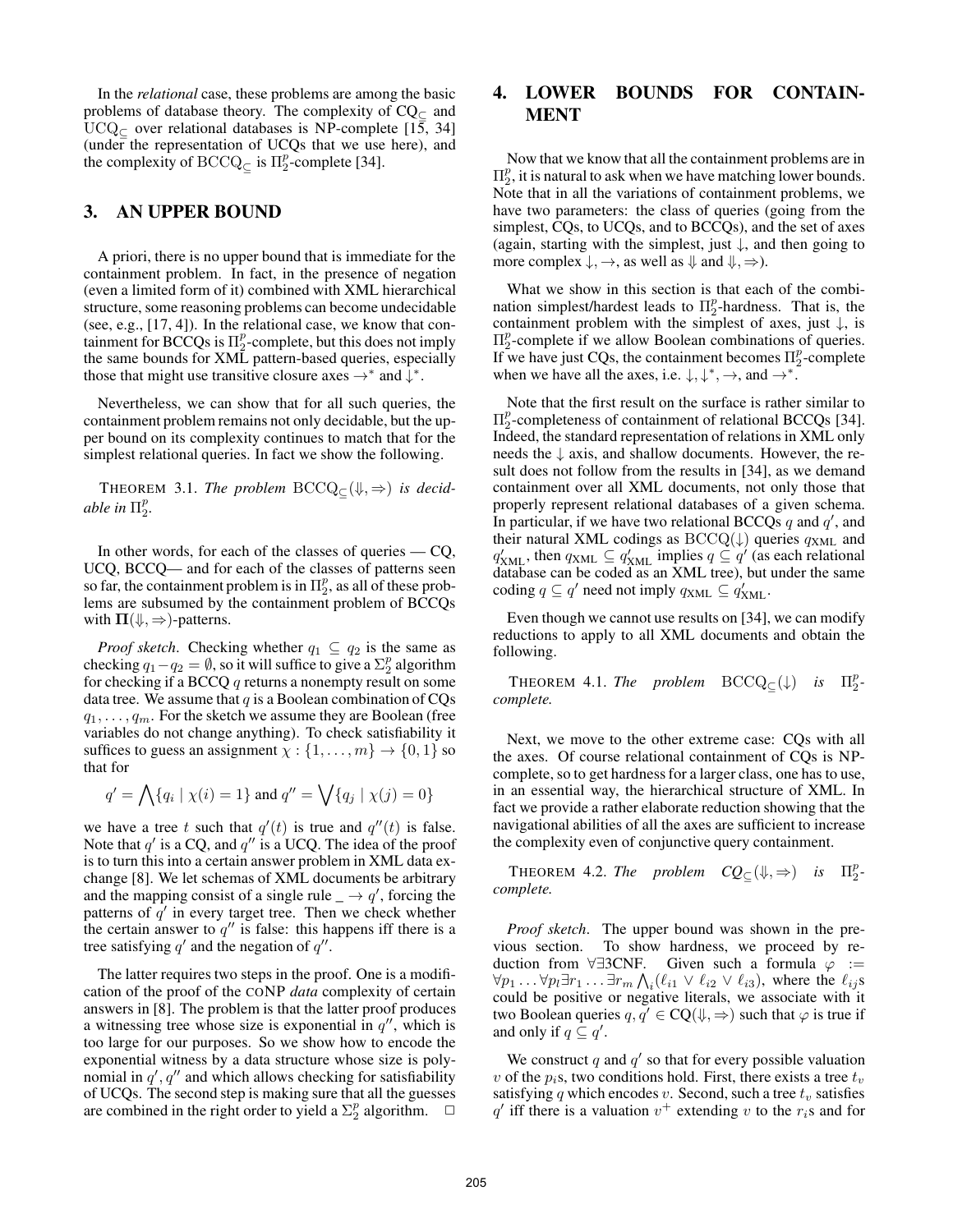In the *relational* case, these problems are among the basic problems of database theory. The complexity of $\mathrm{CQ}_\subseteq$ and $\mathrm{UCQ}_\subseteq$ over relational databases is NP-complete [15, 34] (under the representation of UCQs that we use here), and the complexity of $\mathrm{BCCQ}_\subseteq$ is $\Pi_2^p$-complete [34].

## 3. AN UPPER BOUND

A priori, there is no upper bound that is immediate for the containment problem. In fact, in the presence of negation (even a limited form of it) combined with XML hierarchical structure, some reasoning problems can become undecidable (see, e.g., [17, 4]). In the relational case, we know that containment for BCCQs is $\Pi_2^p$-complete, but this does not imply the same bounds for XML pattern-based queries, especially those that might use transitive closure axes $\rightarrow^*$ and $\downarrow^*$.

Nevertheless, we can show that for all such queries, the containment problem remains not only decidable, but the upper bound on its complexity continues to match that for the simplest relational queries. In fact we show the following.

THEOREM 3.1. *The problem* $\mathrm{BCCQ}_\subseteq(\Downarrow, \Rightarrow)$ *is decidable in* $\Pi_2^p$.

In other words, for each of the classes of queries — CQ, UCQ, BCCQ— and for each of the classes of patterns seen so far, the containment problem is in $\Pi_2^p$, as all of these problems are subsumed by the containment problem of BCCQs with $\mathbf{\Pi}(\Downarrow, \Rightarrow)$-patterns.

*Proof sketch*. Checking whether $q_1 \subseteq q_2$ is the same as checking $q_1 - q_2 = \emptyset$, so it will suffice to give a $\Sigma_2^p$ algorithm for checking if a BCCQ $q$ returns a nonempty result on some data tree. We assume that $q$ is a Boolean combination of CQs $q_1, \ldots, q_m$. For the sketch we assume they are Boolean (free variables do not change anything). To check satisfiability it suffices to guess an assignment $\chi : \{1, \ldots, m\} \rightarrow \{0, 1\}$ so that for

$$q' = \bigwedge\{q_i \mid \chi(i) = 1\} \text{ and } q'' = \bigvee\{q_j \mid \chi(j) = 0\}$$

we have a tree $t$ such that $q'(t)$ is true and $q''(t)$ is false. Note that $q'$ is a CQ, and $q''$ is a UCQ. The idea of the proof is to turn this into a certain answer problem in XML data exchange [8]. We let schemas of XML documents be arbitrary and the mapping consist of a single rule $\_ \rightarrow q'$, forcing the patterns of $q'$ in every target tree. Then we check whether the certain answer to $q''$ is false: this happens iff there is a tree satisfying $q'$ and the negation of $q''$.

The latter requires two steps in the proof. One is a modification of the proof of the CONP *data* complexity of certain answers in [8]. The problem is that the latter proof produces a witnessing tree whose size is exponential in $q''$, which is too large for our purposes. So we show how to encode the exponential witness by a data structure whose size is polynomial in $q', q''$ and which allows checking for satisfiability of UCQs. The second step is making sure that all the guesses are combined in the right order to yield a $\Sigma_2^p$ algorithm. $\Box$

## 4. LOWER BOUNDS FOR CONTAINMENT

Now that we know that all the containment problems are in $\Pi_2^p$, it is natural to ask when we have matching lower bounds. Note that in all the variations of containment problems, we have two parameters: the class of queries (going from the simplest, CQs, to UCQs, and to BCCQs), and the set of axes (again, starting with the simplest, just $\downarrow$, and then going to more complex $\downarrow, \rightarrow$, as well as $\Downarrow$ and $\Downarrow, \Rightarrow$).

What we show in this section is that each of the combination simplest/hardest leads to $\Pi_2^p$-hardness. That is, the containment problem with the simplest of axes, just $\downarrow$, is $\Pi_2^p$-complete if we allow Boolean combinations of queries. If we have just CQs, the containment becomes $\Pi_2^p$-complete when we have all the axes, i.e. $\downarrow, \downarrow^*, \rightarrow$, and $\rightarrow^*$.

Note that the first result on the surface is rather similar to $\Pi_2^p$-completeness of containment of relational BCCQs [34]. Indeed, the standard representation of relations in XML only needs the $\downarrow$ axis, and shallow documents. However, the result does not follow from the results in [34], as we demand containment over all XML documents, not only those that properly represent relational databases of a given schema. In particular, if we have two relational BCCQs $q$ and $q'$, and their natural XML codings as $\mathrm{BCCQ}(\downarrow)$ queries $q_{\mathrm{XML}}$ and $q'_{\mathrm{XML}}$, then $q_{\mathrm{XML}} \subseteq q'_{\mathrm{XML}}$ implies $q \subseteq q'$ (as each relational database can be coded as an XML tree), but under the same coding $q \subseteq q'$ need not imply $q_{\mathrm{XML}} \subseteq q'_{\mathrm{XML}}$.

Even though we cannot use results on [34], we can modify reductions to apply to all XML documents and obtain the following.

THEOREM 4.1. *The problem* $\mathrm{BCCQ}_\subseteq(\downarrow)$ *is* $\Pi_2^p$-*complete.*

Next, we move to the other extreme case: CQs with all the axes. Of course relational containment of CQs is NP-complete, so to get hardness for a larger class, one has to use, in an essential way, the hierarchical structure of XML. In fact we provide a rather elaborate reduction showing that the navigational abilities of all the axes are sufficient to increase the complexity even of conjunctive query containment.

THEOREM 4.2. *The problem* $\mathit{CQ}_\subseteq(\Downarrow, \Rightarrow)$ *is* $\Pi_2^p$-*complete.*

*Proof sketch*. The upper bound was shown in the previous section. To show hardness, we proceed by reduction from $\forall\exists$3CNF. Given such a formula $\varphi := \forall p_1 \ldots \forall p_l \exists r_1 \ldots \exists r_m \bigwedge_i (\ell_{i1} \vee \ell_{i2} \vee \ell_{i3})$, where the $\ell_{ij}$s could be positive or negative literals, we associate with it two Boolean queries $q, q' \in \mathrm{CQ}(\Downarrow, \Rightarrow)$ such that $\varphi$ is true if and only if $q \subseteq q'$.

We construct $q$ and $q'$ so that for every possible valuation $v$ of the $p_i$s, two conditions hold. First, there exists a tree $t_v$ satisfying $q$ which encodes $v$. Second, such a tree $t_v$ satisfies $q'$ iff there is a valuation $v^+$ extending $v$ to the $r_i$s and for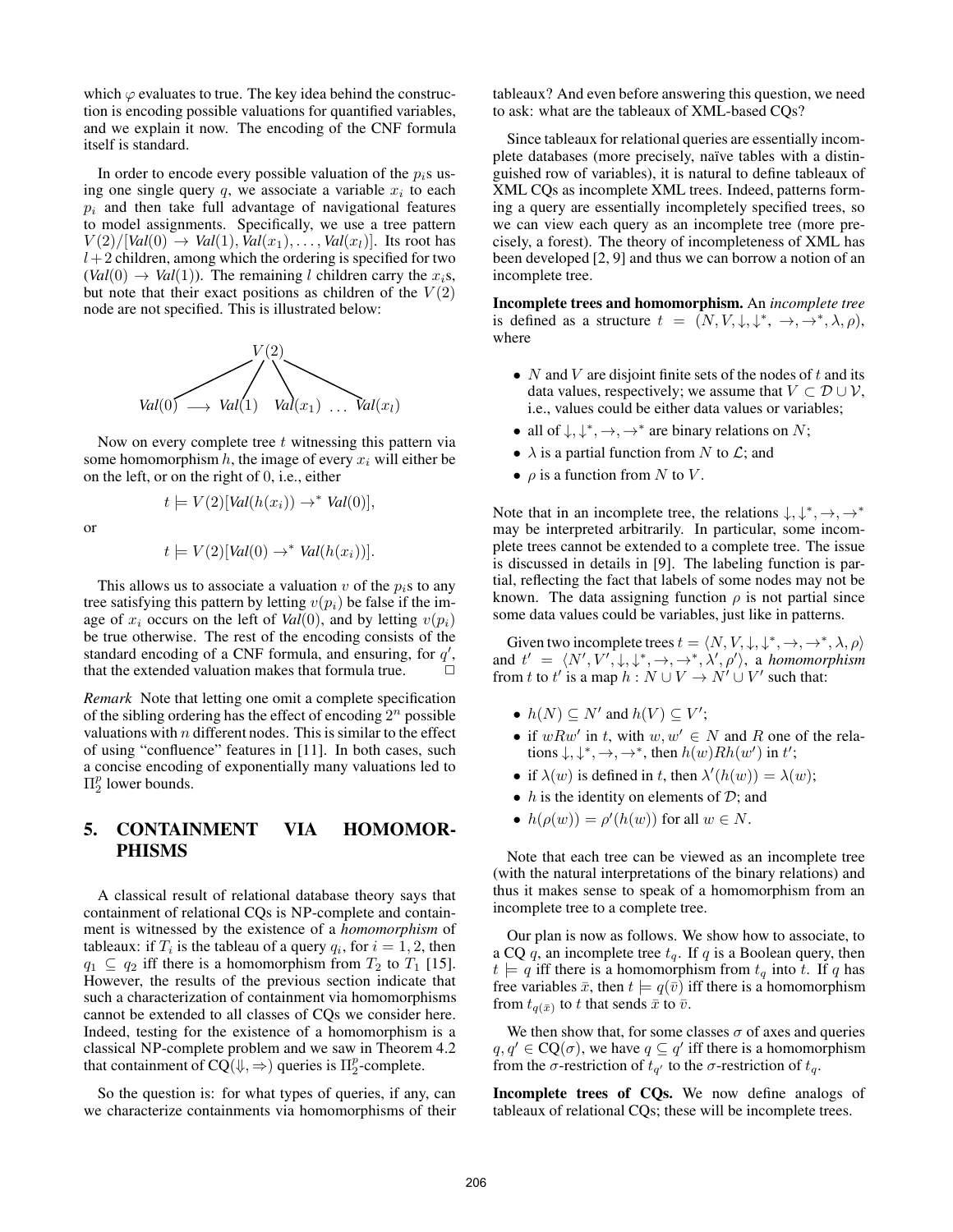which $\varphi$ evaluates to true. The key idea behind the construction is encoding possible valuations for quantified variables, and we explain it now. The encoding of the CNF formula itself is standard.

In order to encode every possible valuation of the $p_i$s using one single query $q$, we associate a variable $x_i$ to each $p_i$ and then take full advantage of navigational features to model assignments. Specifically, we use a tree pattern $V(2)/[\mathit{Val}(0) \to \mathit{Val}(1), \mathit{Val}(x_1), \ldots, \mathit{Val}(x_l)]$. Its root has $l+2$ children, among which the ordering is specified for two $(\mathit{Val}(0) \to \mathit{Val}(1))$. The remaining $l$ children carry the $x_i$s, but note that their exact positions as children of the $V(2)$ node are not specified. This is illustrated below:

$$
\begin{array}{c}
V(2) \\
\mathit{Val}(0) \longrightarrow \mathit{Val}(1) \quad \mathit{Val}(x_1) \; \ldots \; \mathit{Val}(x_l)
\end{array}
$$

Now on every complete tree $t$ witnessing this pattern via some homomorphism $h$, the image of every $x_i$ will either be on the left, or on the right of 0, i.e., either

$$t \models V(2)[\mathit{Val}(h(x_i)) \to^* \mathit{Val}(0)],$$

or

$$t \models V(2)[\mathit{Val}(0) \to^* \mathit{Val}(h(x_i))].$$

This allows us to associate a valuation $v$ of the $p_i$s to any tree satisfying this pattern by letting $v(p_i)$ be false if the image of $x_i$ occurs on the left of $\mathit{Val}(0)$, and by letting $v(p_i)$ be true otherwise. The rest of the encoding consists of the standard encoding of a CNF formula, and ensuring, for $q'$, that the extended valuation makes that formula true. $\square$

*Remark* Note that letting one omit a complete specification of the sibling ordering has the effect of encoding $2^n$ possible valuations with $n$ different nodes. This is similar to the effect of using "confluence" features in [11]. In both cases, such a concise encoding of exponentially many valuations led to $\Pi_2^p$ lower bounds.

## 5. CONTAINMENT VIA HOMOMORPHISMS

A classical result of relational database theory says that containment of relational CQs is NP-complete and containment is witnessed by the existence of a *homomorphism* of tableaux: if $T_i$ is the tableau of a query $q_i$, for $i = 1, 2$, then $q_1 \subseteq q_2$ iff there is a homomorphism from $T_2$ to $T_1$ [15]. However, the results of the previous section indicate that such a characterization of containment via homomorphisms cannot be extended to all classes of CQs we consider here. Indeed, testing for the existence of a homomorphism is a classical NP-complete problem and we saw in Theorem 4.2 that containment of CQ($\Downarrow, \Rightarrow$) queries is $\Pi_2^p$-complete.

So the question is: for what types of queries, if any, can we characterize containments via homomorphisms of their tableaux? And even before answering this question, we need to ask: what are the tableaux of XML-based CQs?

Since tableaux for relational queries are essentially incomplete databases (more precisely, naïve tables with a distinguished row of variables), it is natural to define tableaux of XML CQs as incomplete XML trees. Indeed, patterns forming a query are essentially incompletely specified trees, so we can view each query as an incomplete tree (more precisely, a forest). The theory of incompleteness of XML has been developed [2, 9] and thus we can borrow a notion of an incomplete tree.

**Incomplete trees and homomorphism.** An *incomplete tree* is defined as a structure $t = (N, V, \downarrow, \downarrow^*, \to, \to^*, \lambda, \rho)$, where

- $N$ and $V$ are disjoint finite sets of the nodes of $t$ and its data values, respectively; we assume that $V \subset \mathcal{D} \cup \mathcal{V}$, i.e., values could be either data values or variables;
- all of $\downarrow, \downarrow^*, \to, \to^*$ are binary relations on $N$;
- $\lambda$ is a partial function from $N$ to $\mathcal{L}$; and
- $\rho$ is a function from $N$ to $V$.

Note that in an incomplete tree, the relations $\downarrow, \downarrow^*, \to, \to^*$ may be interpreted arbitrarily. In particular, some incomplete trees cannot be extended to a complete tree. The issue is discussed in details in [9]. The labeling function is partial, reflecting the fact that labels of some nodes may not be known. The data assigning function $\rho$ is not partial since some data values could be variables, just like in patterns.

Given two incomplete trees $t = \langle N, V, \downarrow, \downarrow^*, \to, \to^*, \lambda, \rho \rangle$ and $t' = \langle N', V', \downarrow, \downarrow^*, \to, \to^*, \lambda', \rho' \rangle$, a *homomorphism* from $t$ to $t'$ is a map $h : N \cup V \to N' \cup V'$ such that:

- $h(N) \subseteq N'$ and $h(V) \subseteq V'$;
- if $wRw'$ in $t$, with $w, w' \in N$ and $R$ one of the relations $\downarrow, \downarrow^*, \to, \to^*$, then $h(w)Rh(w')$ in $t'$;
- if $\lambda(w)$ is defined in $t$, then $\lambda'(h(w)) = \lambda(w)$;
- $h$ is the identity on elements of $\mathcal{D}$; and
- $h(\rho(w)) = \rho'(h(w))$ for all $w \in N$.

Note that each tree can be viewed as an incomplete tree (with the natural interpretations of the binary relations) and thus it makes sense to speak of a homomorphism from an incomplete tree to a complete tree.

Our plan is now as follows. We show how to associate, to a CQ $q$, an incomplete tree $t_q$. If $q$ is a Boolean query, then $t \models q$ iff there is a homomorphism from $t_q$ into $t$. If $q$ has free variables $\bar{x}$, then $t \models q(\bar{v})$ iff there is a homomorphism from $t_{q(\bar{x})}$ to $t$ that sends $\bar{x}$ to $\bar{v}$.

We then show that, for some classes $\sigma$ of axes and queries $q, q' \in \mathrm{CQ}(\sigma)$, we have $q \subseteq q'$ iff there is a homomorphism from the $\sigma$-restriction of $t_{q'}$ to the $\sigma$-restriction of $t_q$.

**Incomplete trees of CQs.** We now define analogs of tableaux of relational CQs; these will be incomplete trees.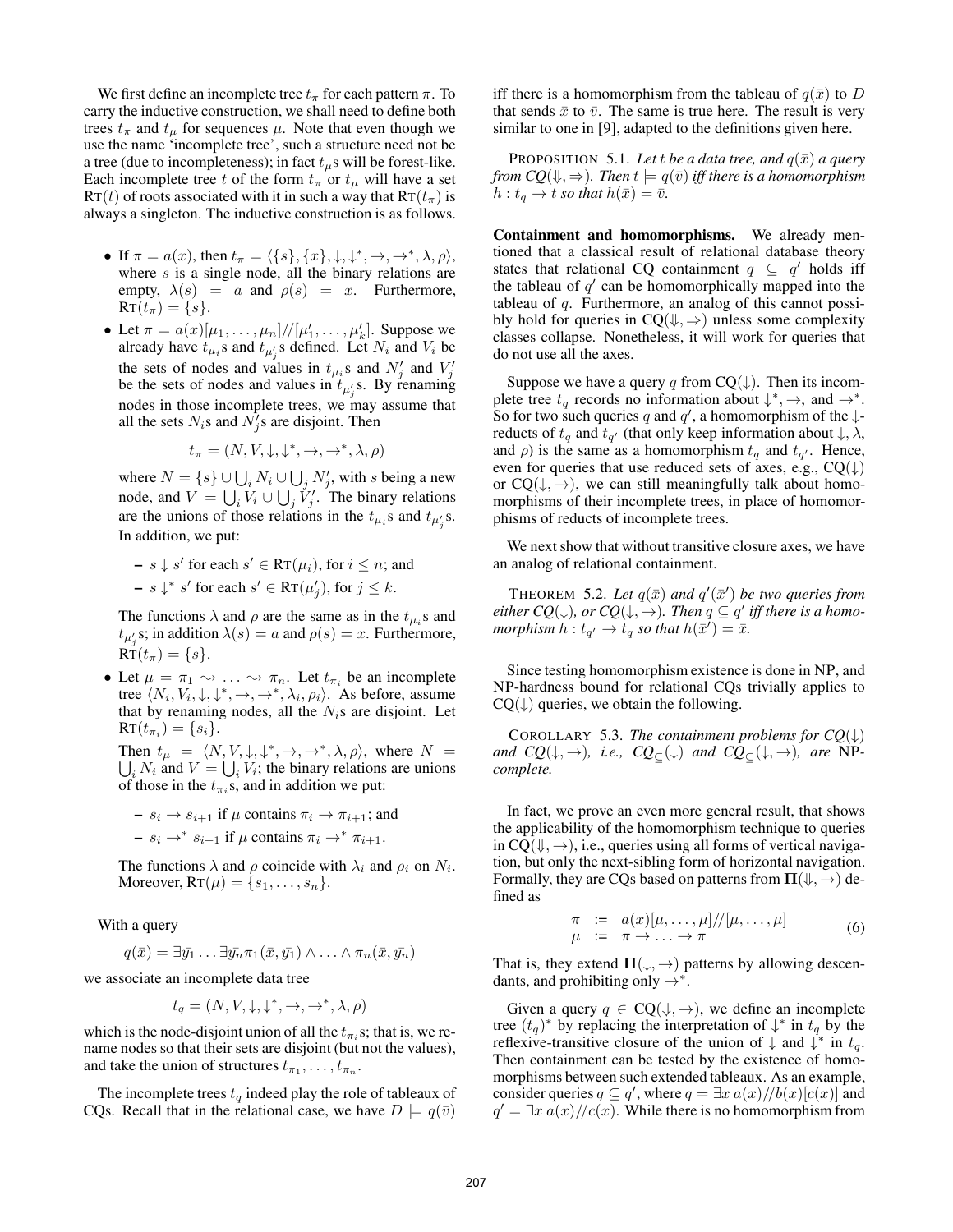We first define an incomplete tree $t_\pi$ for each pattern $\pi$. To carry the inductive construction, we shall need to define both trees $t_\pi$ and $t_\mu$ for sequences $\mu$. Note that even though we use the name 'incomplete tree', such a structure need not be a tree (due to incompleteness); in fact $t_\mu$s will be forest-like. Each incomplete tree $t$ of the form $t_\pi$ or $t_\mu$ will have a set $\text{RT}(t)$ of roots associated with it in such a way that $\text{RT}(t_\pi)$ is always a singleton. The inductive construction is as follows.

- If $\pi = a(x)$, then $t_\pi = \langle \{s\}, \{x\}, \downarrow, \downarrow^*, \rightarrow, \rightarrow^*, \lambda, \rho \rangle$, where $s$ is a single node, all the binary relations are empty, $\lambda(s) = a$ and $\rho(s) = x$. Furthermore, $\text{RT}(t_\pi) = \{s\}$.
- Let $\pi = a(x)[\mu_1, \ldots, \mu_n]//[\mu'_1, \ldots, \mu'_k]$. Suppose we already have $t_{\mu_i}$s and $t_{\mu'_j}$s defined. Let $N_i$ and $V_i$ be the sets of nodes and values in $t_{\mu_i}$s and $N'_j$ and $V'_j$ be the sets of nodes and values in $t_{\mu'_j}$s. By renaming nodes in those incomplete trees, we may assume that all the sets $N_i$s and $N'_j$s are disjoint. Then

  $$t_\pi = (N, V, \downarrow, \downarrow^*, \rightarrow, \rightarrow^*, \lambda, \rho)$$

  where $N = \{s\} \cup \bigcup_i N_i \cup \bigcup_j N'_j$, with $s$ being a new node, and $V = \bigcup_i V_i \cup \bigcup_j V'_j$. The binary relations are the unions of those relations in the $t_{\mu_i}$s and $t_{\mu'_j}$s. In addition, we put:

  - $s \downarrow s'$ for each $s' \in \text{RT}(\mu_i)$, for $i \leq n$; and
  - $s \downarrow^* s'$ for each $s' \in \text{RT}(\mu'_j)$, for $j \leq k$.

  The functions $\lambda$ and $\rho$ are the same as in the $t_{\mu_i}$s and $t_{\mu'_j}$s; in addition $\lambda(s) = a$ and $\rho(s) = x$. Furthermore, $\text{RT}(t_\pi) = \{s\}$.
- Let $\mu = \pi_1 \rightsquigarrow \ldots \rightsquigarrow \pi_n$. Let $t_{\pi_i}$ be an incomplete tree $\langle N_i, V_i, \downarrow, \downarrow^*, \rightarrow, \rightarrow^*, \lambda_i, \rho_i \rangle$. As before, assume that by renaming nodes, all the $N_i$s are disjoint. Let $\text{RT}(t_{\pi_i}) = \{s_i\}$.

  Then $t_\mu = \langle N, V, \downarrow, \downarrow^*, \rightarrow, \rightarrow^*, \lambda, \rho \rangle$, where $N = \bigcup_i N_i$ and $V = \bigcup_i V_i$; the binary relations are unions of those in the $t_{\pi_i}$s, and in addition we put:

  - $s_i \rightarrow s_{i+1}$ if $\mu$ contains $\pi_i \rightarrow \pi_{i+1}$; and
  - $s_i \rightarrow^* s_{i+1}$ if $\mu$ contains $\pi_i \rightarrow^* \pi_{i+1}$.

  The functions $\lambda$ and $\rho$ coincide with $\lambda_i$ and $\rho_i$ on $N_i$. Moreover, $\text{RT}(\mu) = \{s_1, \ldots, s_n\}$.

With a query

$$q(\bar{x}) = \exists \bar{y_1} \ldots \exists \bar{y_n} \pi_1(\bar{x}, \bar{y_1}) \wedge \ldots \wedge \pi_n(\bar{x}, \bar{y_n})$$

we associate an incomplete data tree

$$t_q = (N, V, \downarrow, \downarrow^*, \rightarrow, \rightarrow^*, \lambda, \rho)$$

which is the node-disjoint union of all the $t_{\pi_i}$s; that is, we rename nodes so that their sets are disjoint (but not the values), and take the union of structures $t_{\pi_1}, \ldots, t_{\pi_n}$.

The incomplete trees $t_q$ indeed play the role of tableaux of CQs. Recall that in the relational case, we have $D \models q(\bar{v})$ iff there is a homomorphism from the tableau of $q(\bar{x})$ to $D$ that sends $\bar{x}$ to $\bar{v}$. The same is true here. The result is very similar to one in [9], adapted to the definitions given here.

**PROPOSITION 5.1.** *Let $t$ be a data tree, and $q(\bar{x})$ a query from CQ($\Downarrow, \Rightarrow$). Then $t \models q(\bar{v})$ iff there is a homomorphism $h : t_q \rightarrow t$ so that $h(\bar{x}) = \bar{v}$.*

**Containment and homomorphisms.** We already mentioned that a classical result of relational database theory states that relational CQ containment $q \subseteq q'$ holds iff the tableau of $q'$ can be homomorphically mapped into the tableau of $q$. Furthermore, an analog of this cannot possibly hold for queries in CQ($\Downarrow, \Rightarrow$) unless some complexity classes collapse. Nonetheless, it will work for queries that do not use all the axes.

Suppose we have a query $q$ from CQ($\downarrow$). Then its incomplete tree $t_q$ records no information about $\downarrow^*, \rightarrow$, and $\rightarrow^*$. So for two such queries $q$ and $q'$, a homomorphism of the $\downarrow$-reducts of $t_q$ and $t_{q'}$ (that only keep information about $\downarrow, \lambda$, and $\rho$) is the same as a homomorphism $t_q$ and $t_{q'}$. Hence, even for queries that use reduced sets of axes, e.g., CQ($\downarrow$) or CQ($\downarrow, \rightarrow$), we can still meaningfully talk about homomorphisms of their incomplete trees, in place of homomorphisms of reducts of incomplete trees.

We next show that without transitive closure axes, we have an analog of relational containment.

**THEOREM 5.2.** *Let $q(\bar{x})$ and $q'(\bar{x}')$ be two queries from either CQ($\downarrow$), or CQ($\downarrow, \rightarrow$). Then $q \subseteq q'$ iff there is a homomorphism $h : t_{q'} \rightarrow t_q$ so that $h(\bar{x}') = \bar{x}$.*

Since testing homomorphism existence is done in NP, and NP-hardness bound for relational CQs trivially applies to CQ($\downarrow$) queries, we obtain the following.

**COROLLARY 5.3.** *The containment problems for CQ($\downarrow$) and CQ($\downarrow, \rightarrow$), i.e., $\text{CQ}_\subseteq(\downarrow)$ and $\text{CQ}_\subseteq(\downarrow, \rightarrow)$, are NP-complete.*

In fact, we prove an even more general result, that shows the applicability of the homomorphism technique to queries in CQ($\Downarrow, \rightarrow$), i.e., queries using all forms of vertical navigation, but only the next-sibling form of horizontal navigation. Formally, they are CQs based on patterns from $\mathbf{\Pi}(\Downarrow, \rightarrow)$ defined as

$$\begin{array}{lll} \pi & := & a(x)[\mu, \ldots, \mu]//[\mu, \ldots, \mu] \\ \mu & := & \pi \rightarrow \ldots \rightarrow \pi \end{array} \tag{6}$$

That is, they extend $\mathbf{\Pi}(\downarrow, \rightarrow)$ patterns by allowing descendants, and prohibiting only $\rightarrow^*$.

Given a query $q \in \text{CQ}(\Downarrow, \rightarrow)$, we define an incomplete tree $(t_q)^*$ by replacing the interpretation of $\downarrow^*$ in $t_q$ by the reflexive-transitive closure of the union of $\downarrow$ and $\downarrow^*$ in $t_q$. Then containment can be tested by the existence of homomorphisms between such extended tableaux. As an example, consider queries $q \subseteq q'$, where $q = \exists x\, a(x)//b(x)[c(x)]$ and $q' = \exists x\, a(x)//c(x)$. While there is no homomorphism from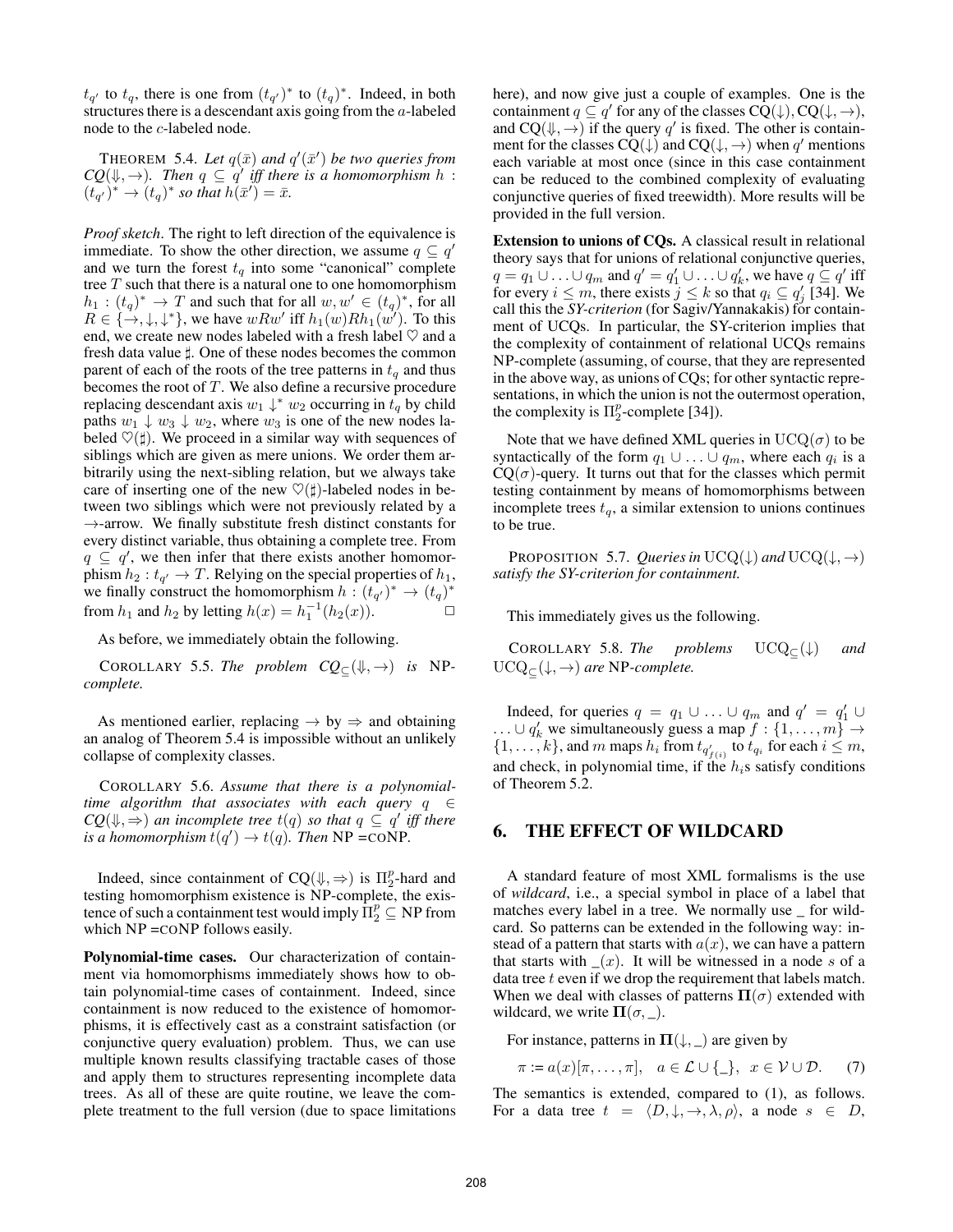$t_{q'}$ to $t_q$, there is one from $(t_{q'})^*$ to $(t_q)^*$. Indeed, in both structures there is a descendant axis going from the $a$-labeled node to the $c$-labeled node.

THEOREM 5.4. *Let $q(\bar{x})$ and $q'(\bar{x}')$ be two queries from $CQ(\Downarrow, \rightarrow)$. Then $q \subseteq q'$ iff there is a homomorphism $h : (t_{q'})^* \rightarrow (t_q)^*$ so that $h(\bar{x}') = \bar{x}$.*

*Proof sketch.* The right to left direction of the equivalence is immediate. To show the other direction, we assume $q \subseteq q'$ and we turn the forest $t_q$ into some "canonical" complete tree $T$ such that there is a natural one to one homomorphism $h_1 : (t_q)^* \rightarrow T$ and such that for all $w, w' \in (t_q)^*$, for all $R \in \{\rightarrow, \downarrow, \downarrow^*\}$, we have $wRw'$ iff $h_1(w)Rh_1(w')$. To this end, we create new nodes labeled with a fresh label $\heartsuit$ and a fresh data value $\sharp$. One of these nodes becomes the common parent of each of the roots of the tree patterns in $t_q$ and thus becomes the root of $T$. We also define a recursive procedure replacing descendant axis $w_1 \downarrow^* w_2$ occurring in $t_q$ by child paths $w_1 \downarrow w_3 \downarrow w_2$, where $w_3$ is one of the new nodes labeled $\heartsuit(\sharp)$. We proceed in a similar way with sequences of siblings which are given as mere unions. We order them arbitrarily using the next-sibling relation, but we always take care of inserting one of the new $\heartsuit(\sharp)$-labeled nodes in between two siblings which were not previously related by a $\rightarrow$-arrow. We finally substitute fresh distinct constants for every distinct variable, thus obtaining a complete tree. From $q \subseteq q'$, we then infer that there exists another homomorphism $h_2 : t_{q'} \rightarrow T$. Relying on the special properties of $h_1$, we finally construct the homomorphism $h : (t_{q'})^* \rightarrow (t_q)^*$ from $h_1$ and $h_2$ by letting $h(x) = h_1^{-1}(h_2(x))$. □

As before, we immediately obtain the following.

COROLLARY 5.5. *The problem $CQ_{\subseteq}(\Downarrow, \rightarrow)$ is* NP-*complete.*

As mentioned earlier, replacing $\rightarrow$ by $\Rightarrow$ and obtaining an analog of Theorem 5.4 is impossible without an unlikely collapse of complexity classes.

COROLLARY 5.6. *Assume that there is a polynomial-time algorithm that associates with each query $q \in CQ(\Downarrow, \Rightarrow)$ an incomplete tree $t(q)$ so that $q \subseteq q'$ iff there is a homomorphism $t(q') \rightarrow t(q)$. Then* NP $=$coNP.

Indeed, since containment of $CQ(\Downarrow, \Rightarrow)$ is $\Pi_2^p$-hard and testing homomorphism existence is NP-complete, the existence of such a containment test would imply $\Pi_2^p \subseteq$ NP from which NP $=$coNP follows easily.

**Polynomial-time cases.** Our characterization of containment via homomorphisms immediately shows how to obtain polynomial-time cases of containment. Indeed, since containment is now reduced to the existence of homomorphisms, it is effectively cast as a constraint satisfaction (or conjunctive query evaluation) problem. Thus, we can use multiple known results classifying tractable cases of those and apply them to structures representing incomplete data trees. As all of these are quite routine, we leave the complete treatment to the full version (due to space limitations here), and now give just a couple of examples. One is the containment $q \subseteq q'$ for any of the classes $CQ(\downarrow), CQ(\downarrow, \rightarrow)$, and $CQ(\Downarrow, \rightarrow)$ if the query $q'$ is fixed. The other is containment for the classes $CQ(\downarrow)$ and $CQ(\downarrow, \rightarrow)$ when $q'$ mentions each variable at most once (since in this case containment can be reduced to the combined complexity of evaluating conjunctive queries of fixed treewidth). More results will be provided in the full version.

**Extension to unions of CQs.** A classical result in relational theory says that for unions of relational conjunctive queries, $q = q_1 \cup \ldots \cup q_m$ and $q' = q_1' \cup \ldots \cup q_k'$, we have $q \subseteq q'$ iff for every $i \leq m$, there exists $j \leq k$ so that $q_i \subseteq q_j'$ [34]. We call this the *SY-criterion* (for Sagiv/Yannakakis) for containment of UCQs. In particular, the SY-criterion implies that the complexity of containment of relational UCQs remains NP-complete (assuming, of course, that they are represented in the above way, as unions of CQs; for other syntactic representations, in which the union is not the outermost operation, the complexity is $\Pi_2^p$-complete [34]).

Note that we have defined XML queries in $\mathrm{UCQ}(\sigma)$ to be syntactically of the form $q_1 \cup \ldots \cup q_m$, where each $q_i$ is a $\mathrm{CQ}(\sigma)$-query. It turns out that for the classes which permit testing containment by means of homomorphisms between incomplete trees $t_q$, a similar extension to unions continues to be true.

PROPOSITION 5.7. *Queries in* $\mathrm{UCQ}(\downarrow)$ *and* $\mathrm{UCQ}(\downarrow, \rightarrow)$ *satisfy the SY-criterion for containment.*

This immediately gives us the following.

COROLLARY 5.8. *The problems* $\mathrm{UCQ}_{\subseteq}(\downarrow)$ *and* $\mathrm{UCQ}_{\subseteq}(\downarrow, \rightarrow)$ *are* NP-*complete.*

Indeed, for queries $q = q_1 \cup \ldots \cup q_m$ and $q' = q_1' \cup \ldots \cup q_k'$ we simultaneously guess a map $f : \{1, \ldots, m\} \rightarrow \{1, \ldots, k\}$, and $m$ maps $h_i$ from $t_{q'_{f(i)}}$ to $t_{q_i}$ for each $i \leq m$, and check, in polynomial time, if the $h_i$s satisfy conditions of Theorem 5.2.

## 6. THE EFFECT OF WILDCARD

A standard feature of most XML formalisms is the use of *wildcard*, i.e., a special symbol in place of a label that matches every label in a tree. We normally use _ for wildcard. So patterns can be extended in the following way: instead of a pattern that starts with $a(x)$, we can have a pattern that starts with $\_(x)$. It will be witnessed in a node $s$ of a data tree $t$ even if we drop the requirement that labels match. When we deal with classes of patterns $\mathbf{\Pi}(\sigma)$ extended with wildcard, we write $\mathbf{\Pi}(\sigma, \_)$.

For instance, patterns in $\mathbf{\Pi}(\downarrow, \_)$ are given by

$$\pi := a(x)[\pi, \ldots, \pi], \quad a \in \mathcal{L} \cup \{\_\}, \quad x \in \mathcal{V} \cup \mathcal{D}. \qquad (7)$$

The semantics is extended, compared to (1), as follows. For a data tree $t = \langle D, \downarrow, \rightarrow, \lambda, \rho \rangle$, a node $s \in D$,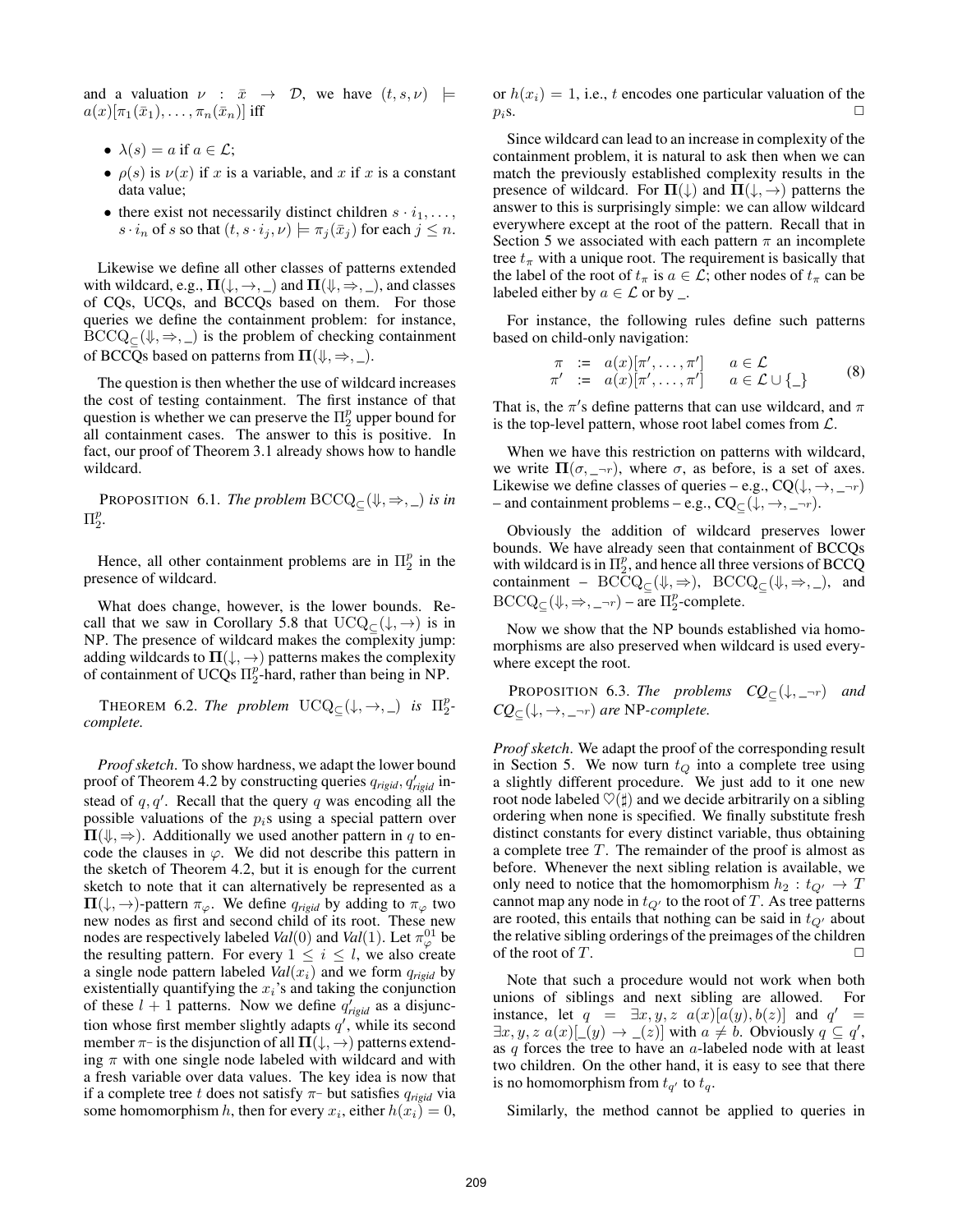and a valuation $\nu : \bar{x} \to \mathcal{D}$, we have $(t, s, \nu) \models a(x)[\pi_1(\bar{x}_1), \ldots, \pi_n(\bar{x}_n)]$ iff

- $\lambda(s) = a$ if $a \in \mathcal{L}$;
- $\rho(s)$ is $\nu(x)$ if $x$ is a variable, and $x$ if $x$ is a constant data value;
- there exist not necessarily distinct children $s \cdot i_1, \ldots, s \cdot i_n$ of $s$ so that $(t, s \cdot i_j, \nu) \models \pi_j(\bar{x}_j)$ for each $j \leq n$.

Likewise we define all other classes of patterns extended with wildcard, e.g., $\mathbf{\Pi}(\downarrow, \rightarrow, \_)$ and $\mathbf{\Pi}(\Downarrow, \Rightarrow, \_)$, and classes of CQs, UCQs, and BCCQs based on them. For those queries we define the containment problem: for instance, $\mathrm{BCCQ}_{\subseteq}(\Downarrow, \Rightarrow, \_)$ is the problem of checking containment of BCCQs based on patterns from $\mathbf{\Pi}(\Downarrow, \Rightarrow, \_)$.

The question is then whether the use of wildcard increases the cost of testing containment. The first instance of that question is whether we can preserve the $\Pi_2^p$ upper bound for all containment cases. The answer to this is positive. In fact, our proof of Theorem 3.1 already shows how to handle wildcard.

PROPOSITION 6.1. *The problem* $\mathrm{BCCQ}_{\subseteq}(\Downarrow, \Rightarrow, \_)$ *is in* $\Pi_2^p$.

Hence, all other containment problems are in $\Pi_2^p$ in the presence of wildcard.

What does change, however, is the lower bounds. Recall that we saw in Corollary 5.8 that $\mathrm{UCQ}_{\subseteq}(\downarrow, \rightarrow)$ is in NP. The presence of wildcard makes the complexity jump: adding wildcards to $\mathbf{\Pi}(\downarrow, \rightarrow)$ patterns makes the complexity of containment of UCQs $\Pi_2^p$-hard, rather than being in NP.

THEOREM 6.2. *The problem* $\mathrm{UCQ}_{\subseteq}(\downarrow, \rightarrow, \_)$ *is* $\Pi_2^p$-*complete.*

*Proof sketch*. To show hardness, we adapt the lower bound proof of Theorem 4.2 by constructing queries $q_{rigid}, q'_{rigid}$ instead of $q, q'$. Recall that the query $q$ was encoding all the possible valuations of the $p_i$s using a special pattern over $\mathbf{\Pi}(\Downarrow, \Rightarrow)$. Additionally we used another pattern in $q$ to encode the clauses in $\varphi$. We did not describe this pattern in the sketch of Theorem 4.2, but it is enough for the current sketch to note that it can alternatively be represented as a $\mathbf{\Pi}(\downarrow, \rightarrow)$-pattern $\pi_\varphi$. We define $q_{rigid}$ by adding to $\pi_\varphi$ two new nodes as first and second child of its root. These new nodes are respectively labeled *Val*(0) and *Val*(1). Let $\pi_\varphi^{01}$ be the resulting pattern. For every $1 \leq i \leq l$, we also create a single node pattern labeled *Val*$(x_i)$ and we form $q_{rigid}$ by existentially quantifying the $x_i$'s and taking the conjunction of these $l+1$ patterns. Now we define $q'_{rigid}$ as a disjunction whose first member slightly adapts $q'$, while its second member $\pi$- is the disjunction of all $\mathbf{\Pi}(\downarrow, \rightarrow)$ patterns extending $\pi$ with one single node labeled with wildcard and with a fresh variable over data values. The key idea is now that if a complete tree $t$ does not satisfy $\pi$- but satisfies $q_{rigid}$ via some homomorphism $h$, then for every $x_i$, either $h(x_i) = 0$, or $h(x_i) = 1$, i.e., $t$ encodes one particular valuation of the $p_i$s. $\square$

Since wildcard can lead to an increase in complexity of the containment problem, it is natural to ask then when we can match the previously established complexity results in the presence of wildcard. For $\mathbf{\Pi}(\downarrow)$ and $\mathbf{\Pi}(\downarrow, \rightarrow)$ patterns the answer to this is surprisingly simple: we can allow wildcard everywhere except at the root of the pattern. Recall that in Section 5 we associated with each pattern $\pi$ an incomplete tree $t_\pi$ with a unique root. The requirement is basically that the label of the root of $t_\pi$ is $a \in \mathcal{L}$; other nodes of $t_\pi$ can be labeled either by $a \in \mathcal{L}$ or by $\_$.

For instance, the following rules define such patterns based on child-only navigation:

$$\begin{array}{lclr} \pi & := & a(x)[\pi', \ldots, \pi'] & a \in \mathcal{L} \\ \pi' & := & a(x)[\pi', \ldots, \pi'] & a \in \mathcal{L} \cup \{\_\} \end{array} \qquad (8)$$

That is, the $\pi'$s define patterns that can use wildcard, and $\pi$ is the top-level pattern, whose root label comes from $\mathcal{L}$.

When we have this restriction on patterns with wildcard, we write $\mathbf{\Pi}(\sigma, \_{\neg r})$, where $\sigma$, as before, is a set of axes. Likewise we define classes of queries – e.g., $\mathrm{CQ}(\downarrow, \rightarrow, \_{\neg r})$ – and containment problems – e.g., $\mathrm{CQ}_{\subseteq}(\downarrow, \rightarrow, \_{\neg r})$.

Obviously the addition of wildcard preserves lower bounds. We have already seen that containment of BCCQs with wildcard is in $\Pi_2^p$, and hence all three versions of BCCQ containment – $\mathrm{BCCQ}_{\subseteq}(\Downarrow, \Rightarrow)$, $\mathrm{BCCQ}_{\subseteq}(\Downarrow, \Rightarrow, \_)$, and $\mathrm{BCCQ}_{\subseteq}(\Downarrow, \Rightarrow, \_{\neg r})$ – are $\Pi_2^p$-complete.

Now we show that the NP bounds established via homomorphisms are also preserved when wildcard is used everywhere except the root.

PROPOSITION 6.3. *The problems* $\mathrm{CQ}_{\subseteq}(\downarrow, \_{\neg r})$ *and* $\mathrm{CQ}_{\subseteq}(\downarrow, \rightarrow, \_{\neg r})$ *are* NP-*complete.*

*Proof sketch*. We adapt the proof of the corresponding result in Section 5. We now turn $t_Q$ into a complete tree using a slightly different procedure. We just add to it one new root node labeled $\heartsuit(\sharp)$ and we decide arbitrarily on a sibling ordering when none is specified. We finally substitute fresh distinct constants for every distinct variable, thus obtaining a complete tree $T$. The remainder of the proof is almost as before. Whenever the next sibling relation is available, we only need to notice that the homomorphism $h_2 : t_{Q'} \to T$ cannot map any node in $t_{Q'}$ to the root of $T$. As tree patterns are rooted, this entails that nothing can be said in $t_{Q'}$ about the relative sibling orderings of the preimages of the children of the root of $T$. $\square$

Note that such a procedure would not work when both unions of siblings and next sibling are allowed. For instance, let $q = \exists x, y, z\ a(x)[a(y), b(z)]$ and $q' = \exists x, y, z\ a(x)[\_(y) \rightarrow \_(z)]$ with $a \neq b$. Obviously $q \subseteq q'$, as $q$ forces the tree to have an $a$-labeled node with at least two children. On the other hand, it is easy to see that there is no homomorphism from $t_{q'}$ to $t_q$.

Similarly, the method cannot be applied to queries in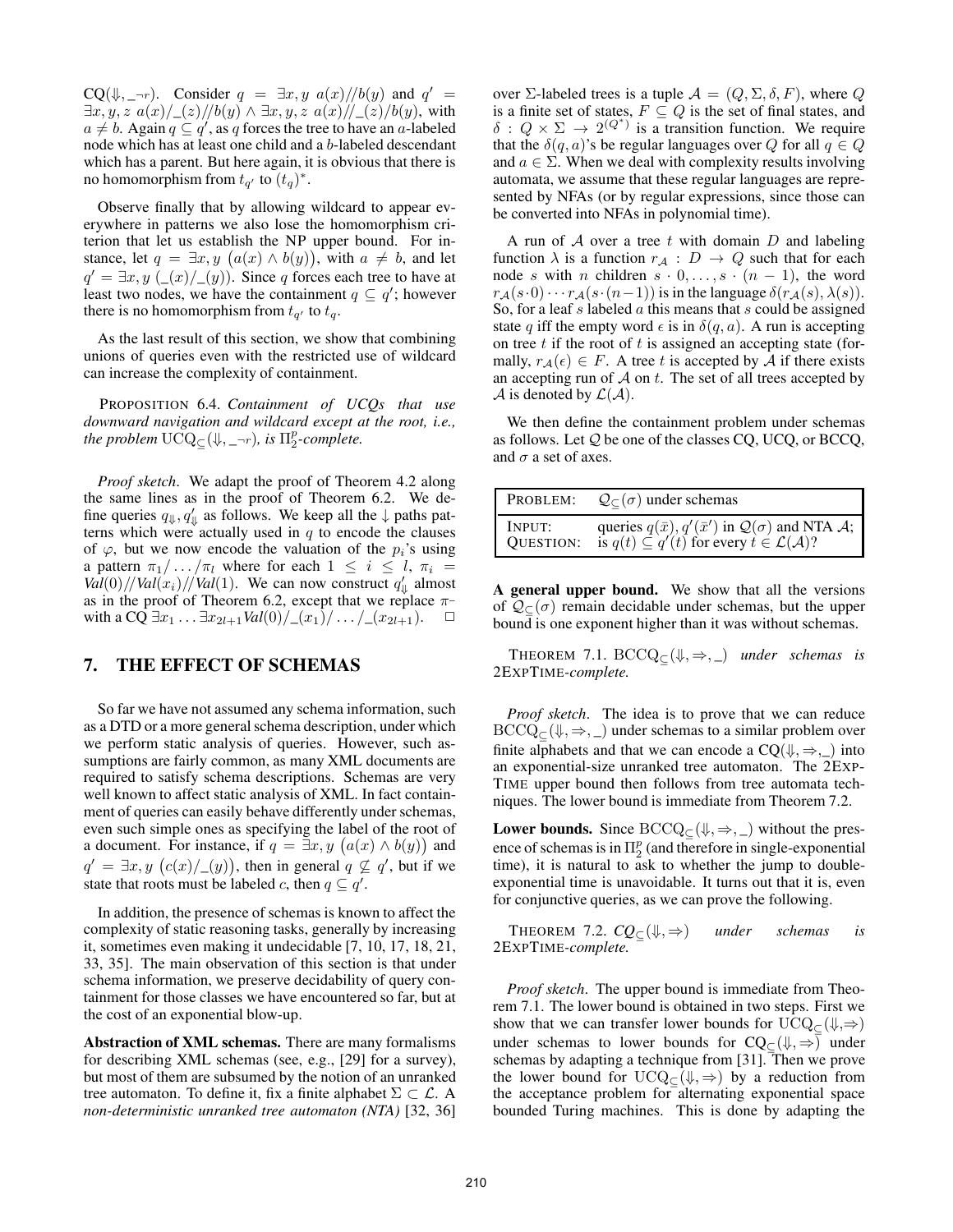$\mathrm{CQ}(\Downarrow, \_{\neg r})$. Consider $q = \exists x, y\ a(x)//b(y)$ and $q' = \exists x, y, z\ a(x)/\_(z)//b(y) \wedge \exists x, y, z\ a(x)//\_(z)/b(y)$, with $a \neq b$. Again $q \subseteq q'$, as $q$ forces the tree to have an $a$-labeled node which has at least one child and a $b$-labeled descendant which has a parent. But here again, it is obvious that there is no homomorphism from $t_{q'}$ to $(t_q)^*$.

Observe finally that by allowing wildcard to appear everywhere in patterns we also lose the homomorphism criterion that let us establish the NP upper bound. For instance, let $q = \exists x, y\ \big(a(x) \wedge b(y)\big)$, with $a \neq b$, and let $q' = \exists x, y\ (\_(x)/\_(y))$. Since $q$ forces each tree to have at least two nodes, we have the containment $q \subseteq q'$; however there is no homomorphism from $t_{q'}$ to $t_q$.

As the last result of this section, we show that combining unions of queries even with the restricted use of wildcard can increase the complexity of containment.

PROPOSITION 6.4. *Containment of UCQs that use downward navigation and wildcard except at the root, i.e., the problem* $\mathrm{UCQ}_{\subseteq}(\Downarrow, \_{\neg r})$*, is* $\Pi_2^p$*-complete.*

*Proof sketch*. We adapt the proof of Theorem 4.2 along the same lines as in the proof of Theorem 6.2. We define queries $q_\Downarrow, q'_\Downarrow$ as follows. We keep all the $\downarrow$ paths patterns which were actually used in $q$ to encode the clauses of $\varphi$, but we now encode the valuation of the $p_i$'s using a pattern $\pi_1/\ldots/\pi_l$ where for each $1 \leq i \leq l$, $\pi_i = \mathit{Val}(0)//\mathit{Val}(x_i)//\mathit{Val}(1)$. We can now construct $q'_\Downarrow$ almost as in the proof of Theorem 6.2, except that we replace $\pi$-with a CQ $\exists x_1 \ldots \exists x_{2l+1} \mathit{Val}(0)/\_(x_1)/\ldots/\_(x_{2l+1})$. $\Box$

## 7. THE EFFECT OF SCHEMAS

So far we have not assumed any schema information, such as a DTD or a more general schema description, under which we perform static analysis of queries. However, such assumptions are fairly common, as many XML documents are required to satisfy schema descriptions. Schemas are very well known to affect static analysis of XML. In fact containment of queries can easily behave differently under schemas, even such simple ones as specifying the label of the root of a document. For instance, if $q = \exists x, y\ \big(a(x) \wedge b(y)\big)$ and $q' = \exists x, y\ \big(c(x)/\_(y)\big)$, then in general $q \not\subseteq q'$, but if we state that roots must be labeled $c$, then $q \subseteq q'$.

In addition, the presence of schemas is known to affect the complexity of static reasoning tasks, generally by increasing it, sometimes even making it undecidable [7, 10, 17, 18, 21, 33, 35]. The main observation of this section is that under schema information, we preserve decidability of query containment for those classes we have encountered so far, but at the cost of an exponential blow-up.

**Abstraction of XML schemas.** There are many formalisms for describing XML schemas (see, e.g., [29] for a survey), but most of them are subsumed by the notion of an unranked tree automaton. To define it, fix a finite alphabet $\Sigma \subset \mathcal{L}$. A *non-deterministic unranked tree automaton (NTA)* [32, 36] over $\Sigma$-labeled trees is a tuple $\mathcal{A} = (Q, \Sigma, \delta, F)$, where $Q$ is a finite set of states, $F \subseteq Q$ is the set of final states, and $\delta : Q \times \Sigma \to 2^{(Q^*)}$ is a transition function. We require that the $\delta(q, a)$'s be regular languages over $Q$ for all $q \in Q$ and $a \in \Sigma$. When we deal with complexity results involving automata, we assume that these regular languages are represented by NFAs (or by regular expressions, since those can be converted into NFAs in polynomial time).

A run of $\mathcal{A}$ over a tree $t$ with domain $D$ and labeling function $\lambda$ is a function $r_\mathcal{A} : D \to Q$ such that for each node $s$ with $n$ children $s \cdot 0, \ldots, s \cdot (n-1)$, the word $r_\mathcal{A}(s \cdot 0) \cdots r_\mathcal{A}(s \cdot (n-1))$ is in the language $\delta(r_\mathcal{A}(s), \lambda(s))$. So, for a leaf $s$ labeled $a$ this means that $s$ could be assigned state $q$ iff the empty word $\epsilon$ is in $\delta(q, a)$. A run is accepting on tree $t$ if the root of $t$ is assigned an accepting state (formally, $r_\mathcal{A}(\epsilon) \in F$. A tree $t$ is accepted by $\mathcal{A}$ if there exists an accepting run of $\mathcal{A}$ on $t$. The set of all trees accepted by $\mathcal{A}$ is denoted by $\mathcal{L}(\mathcal{A})$.

We then define the containment problem under schemas as follows. Let $\mathcal{Q}$ be one of the classes CQ, UCQ, or BCCQ, and $\sigma$ a set of axes.

| PROBLEM: | $\mathcal{Q}_{\subseteq}(\sigma)$ under schemas |
|---|---|
| INPUT: | queries $q(\bar{x}), q'(\bar{x}')$ in $\mathcal{Q}(\sigma)$ and NTA $\mathcal{A}$; |
| QUESTION: | is $q(t) \subseteq q'(t)$ for every $t \in \mathcal{L}(\mathcal{A})$? |

**A general upper bound.** We show that all the versions of $\mathcal{Q}_{\subseteq}(\sigma)$ remain decidable under schemas, but the upper bound is one exponent higher than it was without schemas.

THEOREM 7.1. $\mathrm{BCCQ}_{\subseteq}(\Downarrow, \Rightarrow, \_)$ *under schemas is* 2EXPTIME*-complete.*

*Proof sketch*. The idea is to prove that we can reduce $\mathrm{BCCQ}_{\subseteq}(\Downarrow, \Rightarrow, \_)$ under schemas to a similar problem over finite alphabets and that we can encode a $\mathrm{CQ}(\Downarrow, \Rightarrow, \_)$ into an exponential-size unranked tree automaton. The 2EXPTIME upper bound then follows from tree automata techniques. The lower bound is immediate from Theorem 7.2.

**Lower bounds.** Since $\mathrm{BCCQ}_{\subseteq}(\Downarrow, \Rightarrow, \_)$ without the presence of schemas is in $\Pi_2^p$ (and therefore in single-exponential time), it is natural to ask to whether the jump to double-exponential time is unavoidable. It turns out that it is, even for conjunctive queries, as we can prove the following.

THEOREM 7.2. $\mathit{CQ}_{\subseteq}(\Downarrow, \Rightarrow)$ *under schemas is* 2EXPTIME*-complete.*

*Proof sketch*. The upper bound is immediate from Theorem 7.1. The lower bound is obtained in two steps. First we show that we can transfer lower bounds for $\mathrm{UCQ}_{\subseteq}(\Downarrow, \Rightarrow)$ under schemas to lower bounds for $\mathrm{CQ}_{\subseteq}(\Downarrow, \Rightarrow)$ under schemas by adapting a technique from [31]. Then we prove the lower bound for $\mathrm{UCQ}_{\subseteq}(\Downarrow, \Rightarrow)$ by a reduction from the acceptance problem for alternating exponential space bounded Turing machines. This is done by adapting the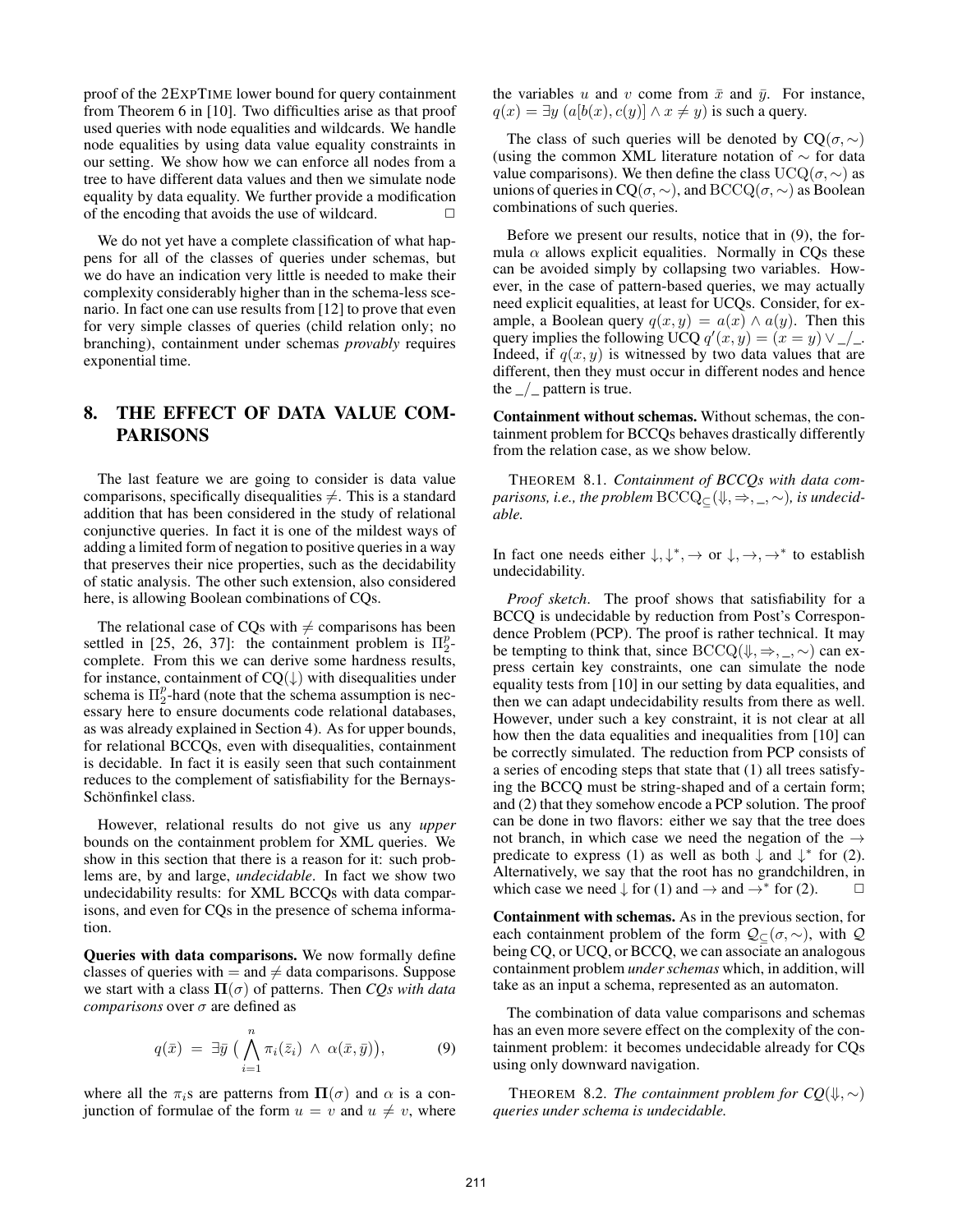proof of the 2EXPTIME lower bound for query containment from Theorem 6 in [10]. Two difficulties arise as that proof used queries with node equalities and wildcards. We handle node equalities by using data value equality constraints in our setting. We show how we can enforce all nodes from a tree to have different data values and then we simulate node equality by data equality. We further provide a modification of the encoding that avoids the use of wildcard. □

We do not yet have a complete classification of what happens for all of the classes of queries under schemas, but we do have an indication very little is needed to make their complexity considerably higher than in the schema-less scenario. In fact one can use results from [12] to prove that even for very simple classes of queries (child relation only; no branching), containment under schemas *provably* requires exponential time.

## 8. THE EFFECT OF DATA VALUE COMPARISONS

The last feature we are going to consider is data value comparisons, specifically disequalities $\neq$. This is a standard addition that has been considered in the study of relational conjunctive queries. In fact it is one of the mildest ways of adding a limited form of negation to positive queries in a way that preserves their nice properties, such as the decidability of static analysis. The other such extension, also considered here, is allowing Boolean combinations of CQs.

The relational case of CQs with $\neq$ comparisons has been settled in [25, 26, 37]: the containment problem is $\Pi_2^p$-complete. From this we can derive some hardness results, for instance, containment of CQ($\downarrow$) with disequalities under schema is $\Pi_2^p$-hard (note that the schema assumption is necessary here to ensure documents code relational databases, as was already explained in Section 4). As for upper bounds, for relational BCCQs, even with disequalities, containment is decidable. In fact it is easily seen that such containment reduces to the complement of satisfiability for the Bernays-Schönfinkel class.

However, relational results do not give us any *upper* bounds on the containment problem for XML queries. We show in this section that there is a reason for it: such problems are, by and large, *undecidable*. In fact we show two undecidability results: for XML BCCQs with data comparisons, and even for CQs in the presence of schema information.

**Queries with data comparisons.** We now formally define classes of queries with $=$ and $\neq$ data comparisons. Suppose we start with a class $\mathbf{\Pi}(\sigma)$ of patterns. Then *CQs with data comparisons* over $\sigma$ are defined as

$$q(\bar{x}) \;=\; \exists \bar{y}\ \big( \bigwedge_{i=1}^{n} \pi_i(\bar{z}_i) \;\wedge\; \alpha(\bar{x}, \bar{y}) \big), \tag{9}$$

where all the $\pi_i$s are patterns from $\mathbf{\Pi}(\sigma)$ and $\alpha$ is a conjunction of formulae of the form $u = v$ and $u \neq v$, where the variables $u$ and $v$ come from $\bar{x}$ and $\bar{y}$. For instance, $q(x) = \exists y\ (a[b(x), c(y)] \wedge x \neq y)$ is such a query.

The class of such queries will be denoted by CQ($\sigma, \sim$) (using the common XML literature notation of $\sim$ for data value comparisons). We then define the class UCQ($\sigma, \sim$) as unions of queries in CQ($\sigma, \sim$), and BCCQ($\sigma, \sim$) as Boolean combinations of such queries.

Before we present our results, notice that in (9), the formula $\alpha$ allows explicit equalities. Normally in CQs these can be avoided simply by collapsing two variables. However, in the case of pattern-based queries, we may actually need explicit equalities, at least for UCQs. Consider, for example, a Boolean query $q(x, y) = a(x) \wedge a(y)$. Then this query implies the following UCQ $q'(x, y) = (x = y) \vee \_/\_$. Indeed, if $q(x, y)$ is witnessed by two data values that are different, then they must occur in different nodes and hence the $\_/\_$ pattern is true.

**Containment without schemas.** Without schemas, the containment problem for BCCQs behaves drastically differently from the relation case, as we show below.

THEOREM 8.1. *Containment of BCCQs with data comparisons, i.e., the problem* $\mathrm{BCCQ}_{\subseteq}(\Downarrow, \Rightarrow, \_, \sim)$*, is undecidable.*

In fact one needs either $\downarrow, \downarrow^*, \rightarrow$ or $\downarrow, \rightarrow, \rightarrow^*$ to establish undecidability.

*Proof sketch*. The proof shows that satisfiability for a BCCQ is undecidable by reduction from Post's Correspondence Problem (PCP). The proof is rather technical. It may be tempting to think that, since $\mathrm{BCCQ}(\Downarrow, \Rightarrow, \_, \sim)$ can express certain key constraints, one can simulate the node equality tests from [10] in our setting by data equalities, and then we can adapt undecidability results from there as well. However, under such a key constraint, it is not clear at all how then the data equalities and inequalities from [10] can be correctly simulated. The reduction from PCP consists of a series of encoding steps that state that (1) all trees satisfying the BCCQ must be string-shaped and of a certain form; and (2) that they somehow encode a PCP solution. The proof can be done in two flavors: either we say that the tree does not branch, in which case we need the negation of the $\rightarrow$ predicate to express (1) as well as both $\downarrow$ and $\downarrow^*$ for (2). Alternatively, we say that the root has no grandchildren, in which case we need $\downarrow$ for (1) and $\rightarrow$ and $\rightarrow^*$ for (2). □

**Containment with schemas.** As in the previous section, for each containment problem of the form $\mathcal{Q}_{\subseteq}(\sigma, \sim)$, with $\mathcal{Q}$ being CQ, or UCQ, or BCCQ, we can associate an analogous containment problem *under schemas* which, in addition, will take as an input a schema, represented as an automaton.

The combination of data value comparisons and schemas has an even more severe effect on the complexity of the containment problem: it becomes undecidable already for CQs using only downward navigation.

THEOREM 8.2. *The containment problem for CQ($\Downarrow, \sim$) queries under schema is undecidable.*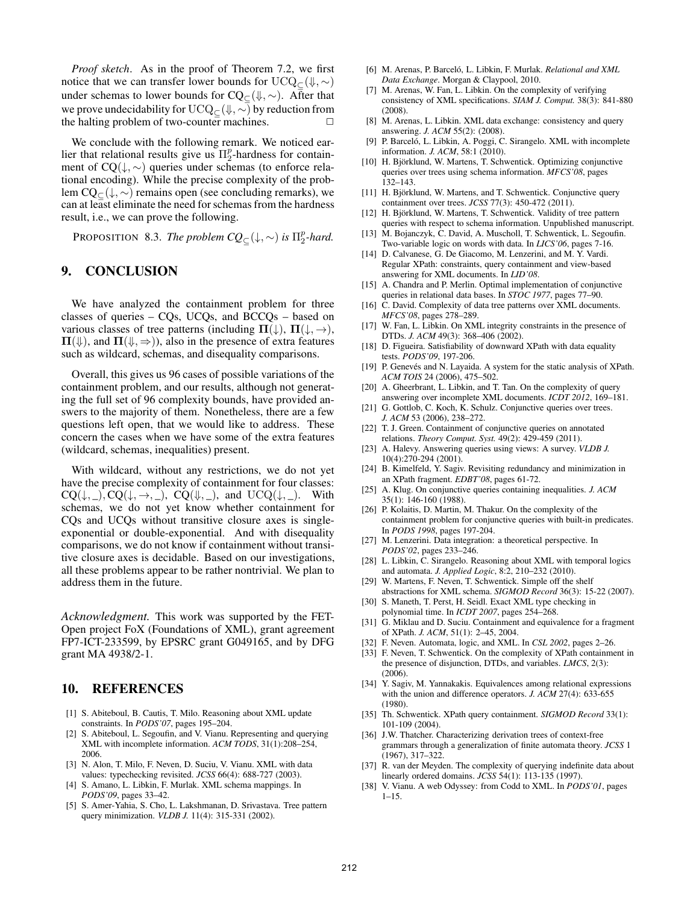*Proof sketch*. As in the proof of Theorem 7.2, we first notice that we can transfer lower bounds for $\mathrm{UCQ}_{\subseteq}(\Downarrow, \sim)$ under schemas to lower bounds for $\mathrm{CQ}_{\subseteq}(\Downarrow, \sim)$. After that we prove undecidability for $\mathrm{UCQ}_{\subseteq}(\Downarrow, \sim)$ by reduction from the halting problem of two-counter machines. □

We conclude with the following remark. We noticed earlier that relational results give us $\Pi_2^p$-hardness for containment of $\mathrm{CQ}(\downarrow, \sim)$ queries under schemas (to enforce relational encoding). While the precise complexity of the problem $\mathrm{CQ}_{\subseteq}(\downarrow, \sim)$ remains open (see concluding remarks), we can at least eliminate the need for schemas from the hardness result, i.e., we can prove the following.

PROPOSITION 8.3. *The problem $CQ_{\subseteq}(\downarrow, \sim)$ is $\Pi_2^p$-hard.*

## 9. CONCLUSION

We have analyzed the containment problem for three classes of queries – CQs, UCQs, and BCCQs – based on various classes of tree patterns (including $\mathbf{\Pi}(\downarrow)$, $\mathbf{\Pi}(\downarrow, \rightarrow)$, $\mathbf{\Pi}(\Downarrow)$, and $\mathbf{\Pi}(\Downarrow, \Rightarrow)$), also in the presence of extra features such as wildcard, schemas, and disequality comparisons.

Overall, this gives us 96 cases of possible variations of the containment problem, and our results, although not generating the full set of 96 complexity bounds, have provided answers to the majority of them. Nonetheless, there are a few questions left open, that we would like to address. These concern the cases when we have some of the extra features (wildcard, schemas, inequalities) present.

With wildcard, without any restrictions, we do not yet have the precise complexity of containment for four classes: $\mathrm{CQ}(\downarrow, \_)$, $\mathrm{CQ}(\downarrow, \rightarrow, \_)$, $\mathrm{CQ}(\Downarrow, \_)$, and $\mathrm{UCQ}(\downarrow, \_)$. With schemas, we do not yet know whether containment for CQs and UCQs without transitive closure axes is single-exponential or double-exponential. And with disequality comparisons, we do not know if containment without transitive closure axes is decidable. Based on our investigations, all these problems appear to be rather nontrivial. We plan to address them in the future.

*Acknowledgment.* This work was supported by the FET-Open project FoX (Foundations of XML), grant agreement FP7-ICT-233599, by EPSRC grant G049165, and by DFG grant MA 4938/2-1.

## 10. REFERENCES

[1] S. Abiteboul, B. Cautis, T. Milo. Reasoning about XML update constraints. In *PODS'07*, pages 195–204.

[2] S. Abiteboul, L. Segoufin, and V. Vianu. Representing and querying XML with incomplete information. *ACM TODS*, 31(1):208–254, 2006.

[3] N. Alon, T. Milo, F. Neven, D. Suciu, V. Vianu. XML with data values: typechecking revisited. *JCSS* 66(4): 688-727 (2003).

[4] S. Amano, L. Libkin, F. Murlak. XML schema mappings. In *PODS'09*, pages 33–42.

[5] S. Amer-Yahia, S. Cho, L. Lakshmanan, D. Srivastava. Tree pattern query minimization. *VLDB J.* 11(4): 315-331 (2002).

[6] M. Arenas, P. Barceló, L. Libkin, F. Murlak. *Relational and XML Data Exchange*. Morgan & Claypool, 2010.

[7] M. Arenas, W. Fan, L. Libkin. On the complexity of verifying consistency of XML specifications. *SIAM J. Comput.* 38(3): 841-880 (2008).

[8] M. Arenas, L. Libkin. XML data exchange: consistency and query answering. *J. ACM* 55(2): (2008).

[9] P. Barceló, L. Libkin, A. Poggi, C. Sirangelo. XML with incomplete information. *J. ACM*, 58:1 (2010).

[10] H. Björklund, W. Martens, T. Schwentick. Optimizing conjunctive queries over trees using schema information. *MFCS'08*, pages 132–143.

[11] H. Björklund, W. Martens, and T. Schwentick. Conjunctive query containment over trees. *JCSS* 77(3): 450-472 (2011).

[12] H. Björklund, W. Martens, T. Schwentick. Validity of tree pattern queries with respect to schema information. Unpublished manuscript.

[13] M. Bojanczyk, C. David, A. Muscholl, T. Schwentick, L. Segoufin. Two-variable logic on words with data. In *LICS'06*, pages 7-16.

[14] D. Calvanese, G. De Giacomo, M. Lenzerini, and M. Y. Vardi. Regular XPath: constraints, query containment and view-based answering for XML documents. In *LID'08*.

[15] A. Chandra and P. Merlin. Optimal implementation of conjunctive queries in relational data bases. In *STOC 1977*, pages 77–90.

[16] C. David. Complexity of data tree patterns over XML documents. *MFCS'08*, pages 278–289.

[17] W. Fan, L. Libkin. On XML integrity constraints in the presence of DTDs. *J. ACM* 49(3): 368–406 (2002).

[18] D. Figueira. Satisfiability of downward XPath with data equality tests. *PODS'09*, 197-206.

[19] P. Genevés and N. Layaida. A system for the static analysis of XPath. *ACM TOIS* 24 (2006), 475–502.

[20] A. Gheerbrant, L. Libkin, and T. Tan. On the complexity of query answering over incomplete XML documents. *ICDT 2012*, 169–181.

[21] G. Gottlob, C. Koch, K. Schulz. Conjunctive queries over trees. *J. ACM* 53 (2006), 238–272.

[22] T. J. Green. Containment of conjunctive queries on annotated relations. *Theory Comput. Syst.* 49(2): 429-459 (2011).

[23] A. Halevy. Answering queries using views: A survey. *VLDB J.* 10(4):270-294 (2001).

[24] B. Kimelfeld, Y. Sagiv. Revisiting redundancy and minimization in an XPath fragment. *EDBT'08*, pages 61-72.

[25] A. Klug. On conjunctive queries containing inequalities. *J. ACM* 35(1): 146-160 (1988).

[26] P. Kolaitis, D. Martin, M. Thakur. On the complexity of the containment problem for conjunctive queries with built-in predicates. In *PODS 1998*, pages 197-204.

[27] M. Lenzerini. Data integration: a theoretical perspective. In *PODS'02*, pages 233–246.

[28] L. Libkin, C. Sirangelo. Reasoning about XML with temporal logics and automata. *J. Applied Logic*, 8:2, 210–232 (2010).

[29] W. Martens, F. Neven, T. Schwentick. Simple off the shelf abstractions for XML schema. *SIGMOD Record* 36(3): 15-22 (2007).

[30] S. Maneth, T. Perst, H. Seidl. Exact XML type checking in polynomial time. In *ICDT 2007*, pages 254–268.

[31] G. Miklau and D. Suciu. Containment and equivalence for a fragment of XPath. *J. ACM*, 51(1): 2–45, 2004.

[32] F. Neven. Automata, logic, and XML. In *CSL 2002*, pages 2–26.

[33] F. Neven, T. Schwentick. On the complexity of XPath containment in the presence of disjunction, DTDs, and variables. *LMCS*, 2(3): (2006).

[34] Y. Sagiv, M. Yannakakis. Equivalences among relational expressions with the union and difference operators. *J. ACM* 27(4): 633-655 (1980).

[35] Th. Schwentick. XPath query containment. *SIGMOD Record* 33(1): 101-109 (2004).

[36] J.W. Thatcher. Characterizing derivation trees of context-free grammars through a generalization of finite automata theory. *JCSS* 1 (1967), 317–322.

[37] R. van der Meyden. The complexity of querying indefinite data about linearly ordered domains. *JCSS* 54(1): 113-135 (1997).

[38] V. Vianu. A web Odyssey: from Codd to XML. In *PODS'01*, pages 1–15.